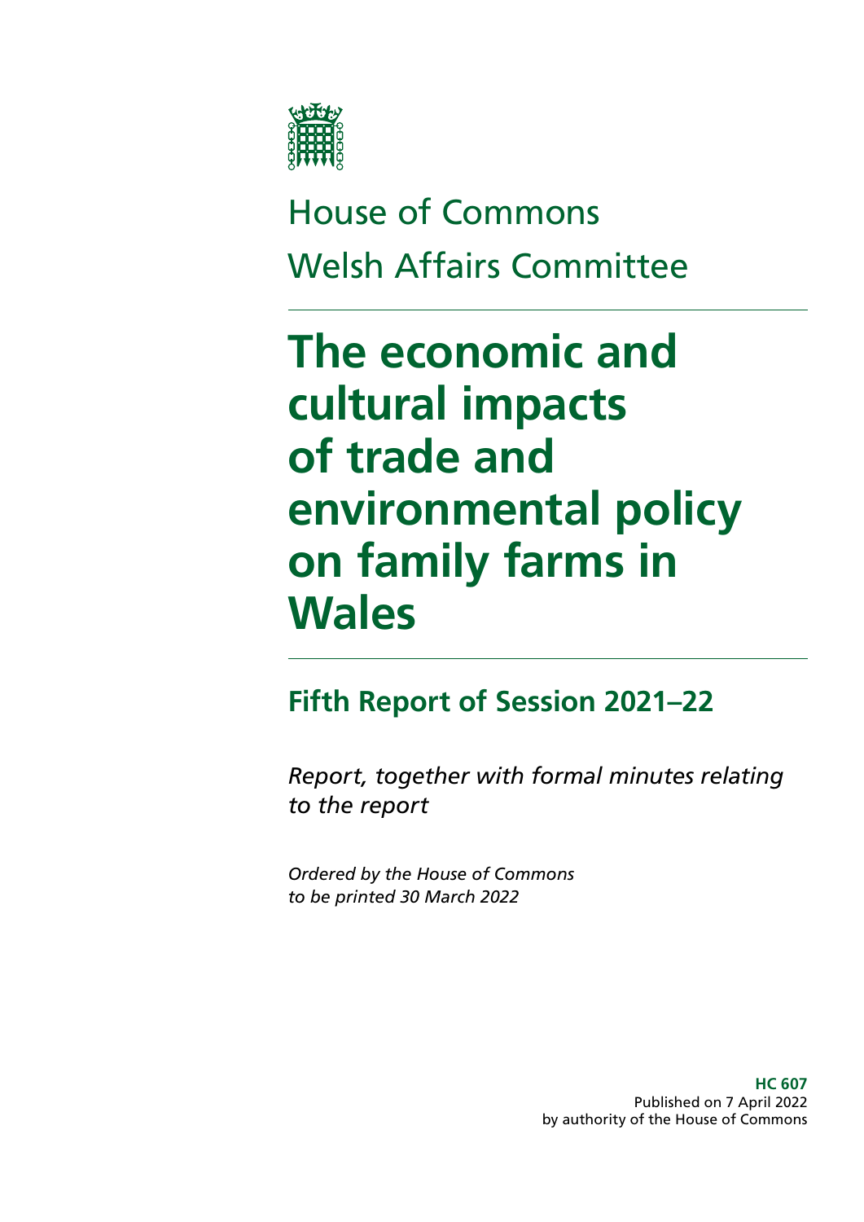House of Commons

Welsh Affairs Committee

# The economic and cultural impacts of trade and environmental policy on family farms in Wales

## Fifth Report of Session 2021–22

*Report, together with formal minutes relating to the report*

*Ordered by the House of Commons to be printed 30 March 2022*

**HC 607**
Published on 7 April 2022
by authority of the House of Commons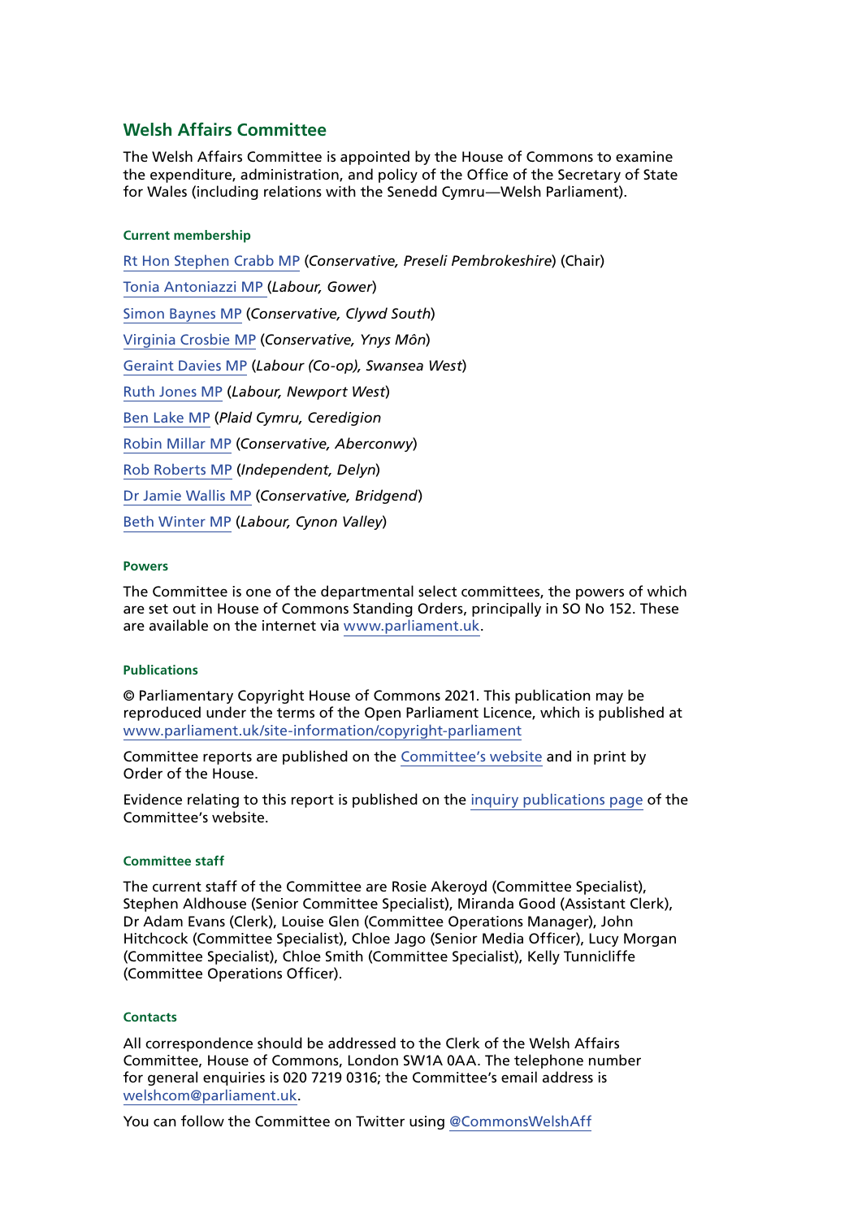## Welsh Affairs Committee

The Welsh Affairs Committee is appointed by the House of Commons to examine the expenditure, administration, and policy of the Office of the Secretary of State for Wales (including relations with the Senedd Cymru—Welsh Parliament).

### Current membership

Rt Hon Stephen Crabb MP (*Conservative, Preseli Pembrokeshire*) (Chair)

Tonia Antoniazzi MP (*Labour, Gower*)

Simon Baynes MP (*Conservative, Clywd South*)

Virginia Crosbie MP (*Conservative, Ynys Môn*)

Geraint Davies MP (*Labour (Co-op), Swansea West*)

Ruth Jones MP (*Labour, Newport West*)

Ben Lake MP (*Plaid Cymru, Ceredigion*

Robin Millar MP (*Conservative, Aberconwy*)

Rob Roberts MP (*Independent, Delyn*)

Dr Jamie Wallis MP (*Conservative, Bridgend*)

Beth Winter MP (*Labour, Cynon Valley*)

### Powers

The Committee is one of the departmental select committees, the powers of which are set out in House of Commons Standing Orders, principally in SO No 152. These are available on the internet via www.parliament.uk.

### Publications

© Parliamentary Copyright House of Commons 2021. This publication may be reproduced under the terms of the Open Parliament Licence, which is published at www.parliament.uk/site-information/copyright-parliament

Committee reports are published on the Committee's website and in print by Order of the House.

Evidence relating to this report is published on the inquiry publications page of the Committee's website.

### Committee staff

The current staff of the Committee are Rosie Akeroyd (Committee Specialist), Stephen Aldhouse (Senior Committee Specialist), Miranda Good (Assistant Clerk), Dr Adam Evans (Clerk), Louise Glen (Committee Operations Manager), John Hitchcock (Committee Specialist), Chloe Jago (Senior Media Officer), Lucy Morgan (Committee Specialist), Chloe Smith (Committee Specialist), Kelly Tunnicliffe (Committee Operations Officer).

### Contacts

All correspondence should be addressed to the Clerk of the Welsh Affairs Committee, House of Commons, London SW1A 0AA. The telephone number for general enquiries is 020 7219 0316; the Committee's email address is welshcom@parliament.uk.

You can follow the Committee on Twitter using @CommonsWelshAff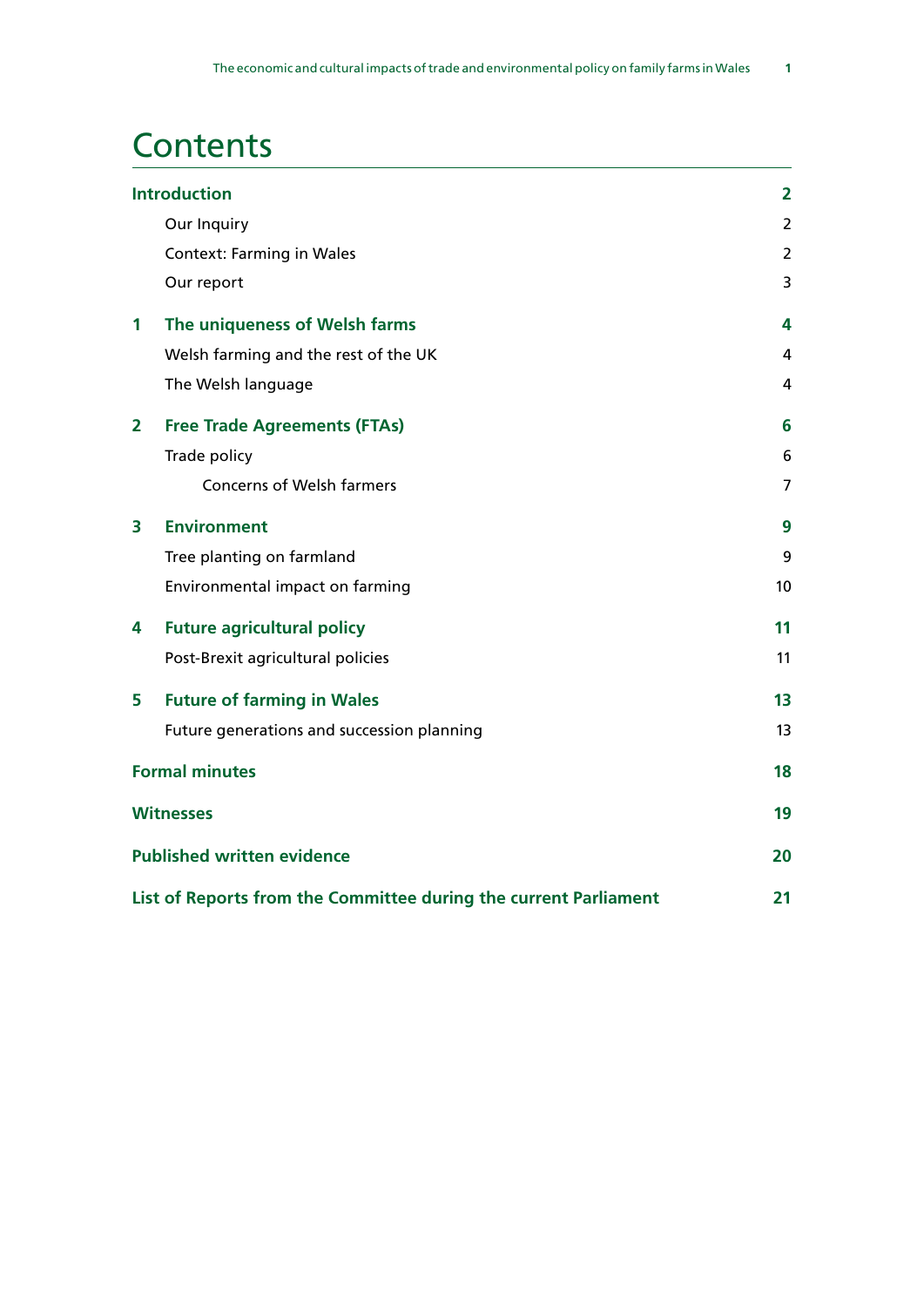# Contents

| | | |
|---|---|---|
| **Introduction** | | **2** |
| | Our Inquiry | 2 |
| | Context: Farming in Wales | 2 |
| | Our report | 3 |
| **1** | **The uniqueness of Welsh farms** | **4** |
| | Welsh farming and the rest of the UK | 4 |
| | The Welsh language | 4 |
| **2** | **Free Trade Agreements (FTAs)** | **6** |
| | Trade policy | 6 |
| | Concerns of Welsh farmers | 7 |
| **3** | **Environment** | **9** |
| | Tree planting on farmland | 9 |
| | Environmental impact on farming | 10 |
| **4** | **Future agricultural policy** | **11** |
| | Post-Brexit agricultural policies | 11 |
| **5** | **Future of farming in Wales** | **13** |
| | Future generations and succession planning | 13 |
| **Formal minutes** | | **18** |
| **Witnesses** | | **19** |
| **Published written evidence** | | **20** |
| **List of Reports from the Committee during the current Parliament** | | **21** |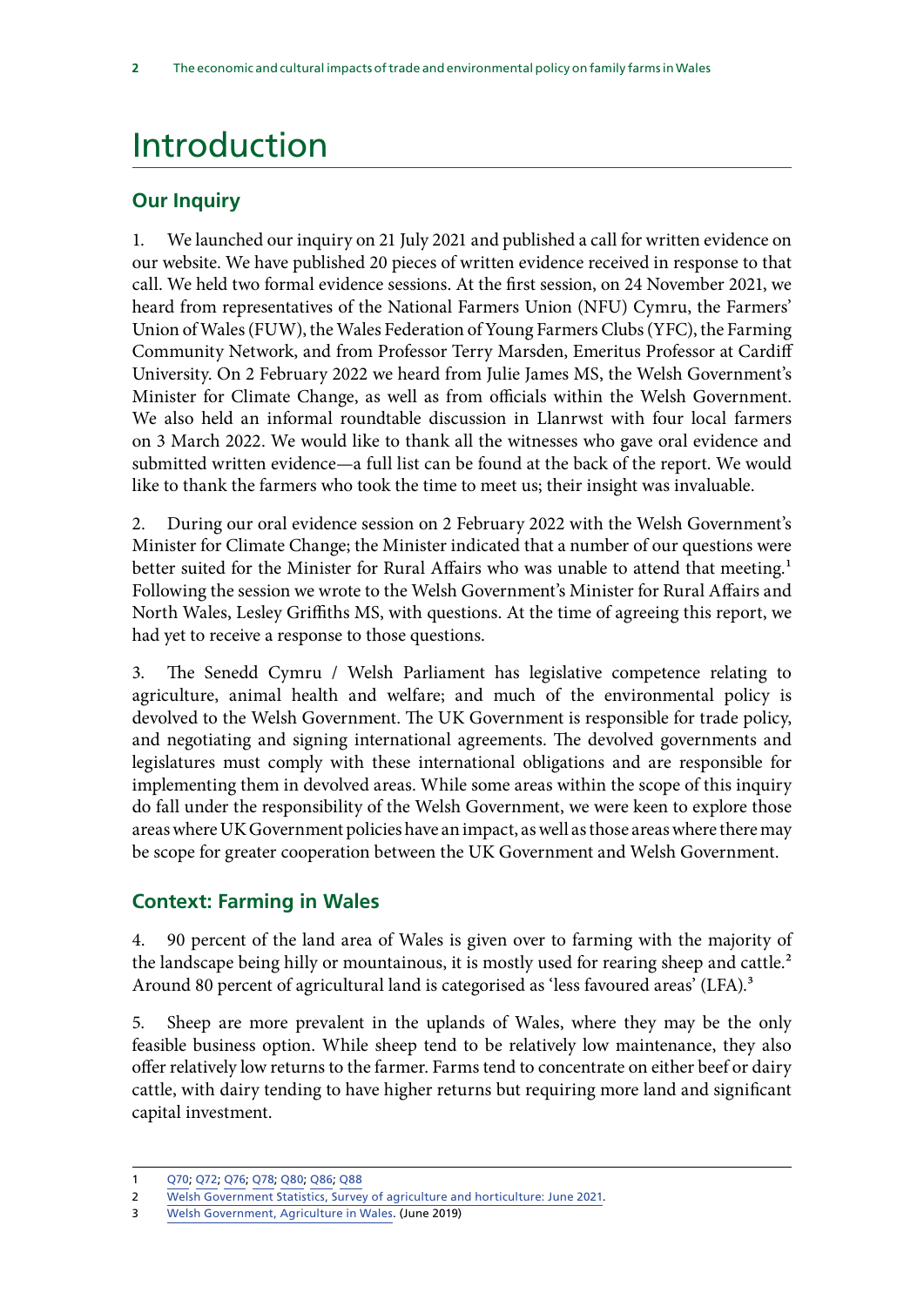# Introduction

## Our Inquiry

1. We launched our inquiry on 21 July 2021 and published a call for written evidence on our website. We have published 20 pieces of written evidence received in response to that call. We held two formal evidence sessions. At the first session, on 24 November 2021, we heard from representatives of the National Farmers Union (NFU) Cymru, the Farmers' Union of Wales (FUW), the Wales Federation of Young Farmers Clubs (YFC), the Farming Community Network, and from Professor Terry Marsden, Emeritus Professor at Cardiff University. On 2 February 2022 we heard from Julie James MS, the Welsh Government's Minister for Climate Change, as well as from officials within the Welsh Government. We also held an informal roundtable discussion in Llanrwst with four local farmers on 3 March 2022. We would like to thank all the witnesses who gave oral evidence and submitted written evidence—a full list can be found at the back of the report. We would like to thank the farmers who took the time to meet us; their insight was invaluable.

2. During our oral evidence session on 2 February 2022 with the Welsh Government's Minister for Climate Change; the Minister indicated that a number of our questions were better suited for the Minister for Rural Affairs who was unable to attend that meeting.[1] Following the session we wrote to the Welsh Government's Minister for Rural Affairs and North Wales, Lesley Griffiths MS, with questions. At the time of agreeing this report, we had yet to receive a response to those questions.

3. The Senedd Cymru / Welsh Parliament has legislative competence relating to agriculture, animal health and welfare; and much of the environmental policy is devolved to the Welsh Government. The UK Government is responsible for trade policy, and negotiating and signing international agreements. The devolved governments and legislatures must comply with these international obligations and are responsible for implementing them in devolved areas. While some areas within the scope of this inquiry do fall under the responsibility of the Welsh Government, we were keen to explore those areas where UK Government policies have an impact, as well as those areas where there may be scope for greater cooperation between the UK Government and Welsh Government.

## Context: Farming in Wales

4. 90 percent of the land area of Wales is given over to farming with the majority of the landscape being hilly or mountainous, it is mostly used for rearing sheep and cattle.[2] Around 80 percent of agricultural land is categorised as 'less favoured areas' (LFA).[3]

5. Sheep are more prevalent in the uplands of Wales, where they may be the only feasible business option. While sheep tend to be relatively low maintenance, they also offer relatively low returns to the farmer. Farms tend to concentrate on either beef or dairy cattle, with dairy tending to have higher returns but requiring more land and significant capital investment.

1 Q70; Q72; Q76; Q78; Q80; Q86; Q88

2 Welsh Government Statistics, Survey of agriculture and horticulture: June 2021.

3 Welsh Government, Agriculture in Wales. (June 2019)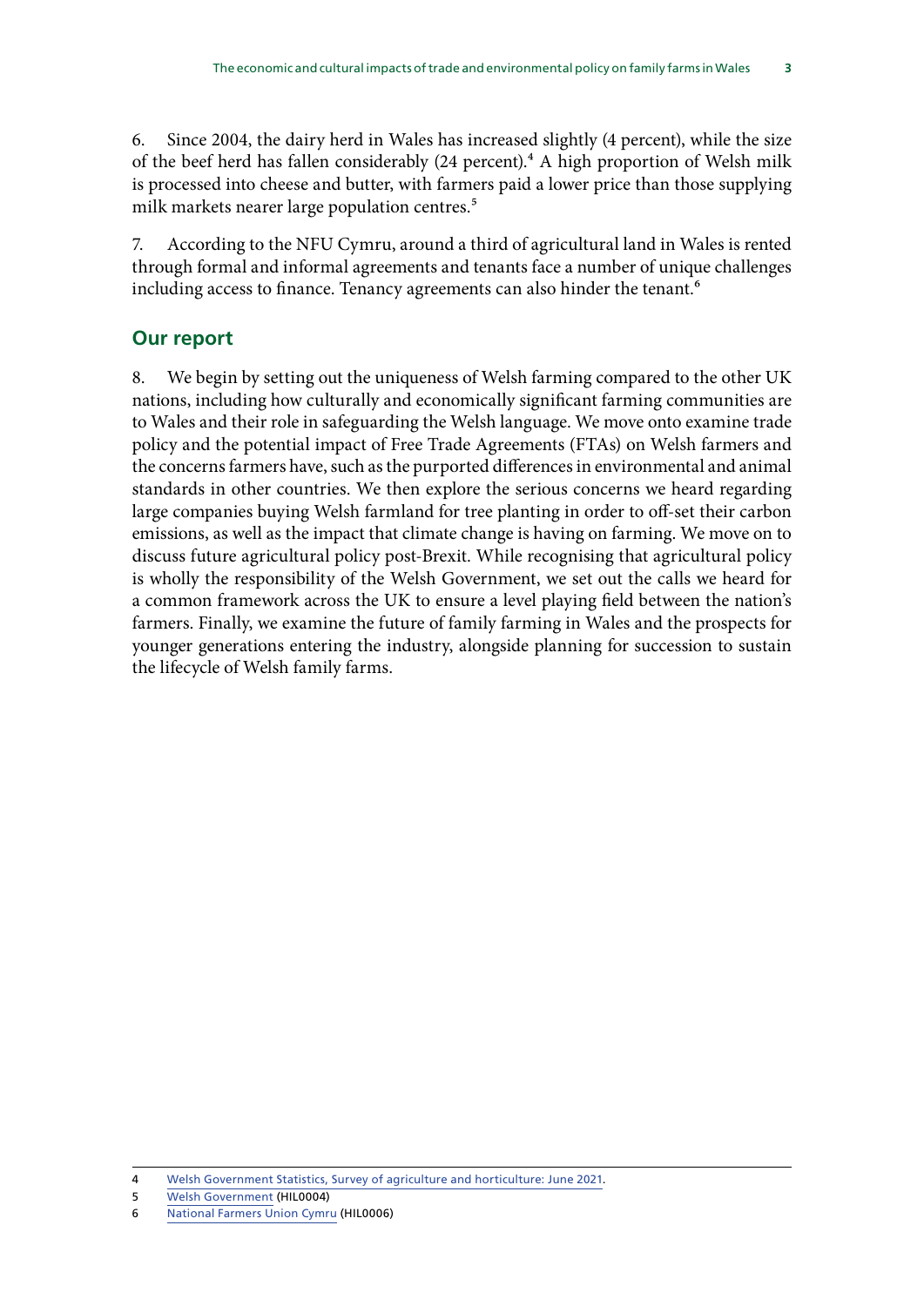6. Since 2004, the dairy herd in Wales has increased slightly (4 percent), while the size of the beef herd has fallen considerably (24 percent).[4] A high proportion of Welsh milk is processed into cheese and butter, with farmers paid a lower price than those supplying milk markets nearer large population centres.[5]

7. According to the NFU Cymru, around a third of agricultural land in Wales is rented through formal and informal agreements and tenants face a number of unique challenges including access to finance. Tenancy agreements can also hinder the tenant.[6]

## Our report

8. We begin by setting out the uniqueness of Welsh farming compared to the other UK nations, including how culturally and economically significant farming communities are to Wales and their role in safeguarding the Welsh language. We move onto examine trade policy and the potential impact of Free Trade Agreements (FTAs) on Welsh farmers and the concerns farmers have, such as the purported differences in environmental and animal standards in other countries. We then explore the serious concerns we heard regarding large companies buying Welsh farmland for tree planting in order to off-set their carbon emissions, as well as the impact that climate change is having on farming. We move on to discuss future agricultural policy post-Brexit. While recognising that agricultural policy is wholly the responsibility of the Welsh Government, we set out the calls we heard for a common framework across the UK to ensure a level playing field between the nation's farmers. Finally, we examine the future of family farming in Wales and the prospects for younger generations entering the industry, alongside planning for succession to sustain the lifecycle of Welsh family farms.

4 Welsh Government Statistics, Survey of agriculture and horticulture: June 2021.
5 Welsh Government (HIL0004)
6 National Farmers Union Cymru (HIL0006)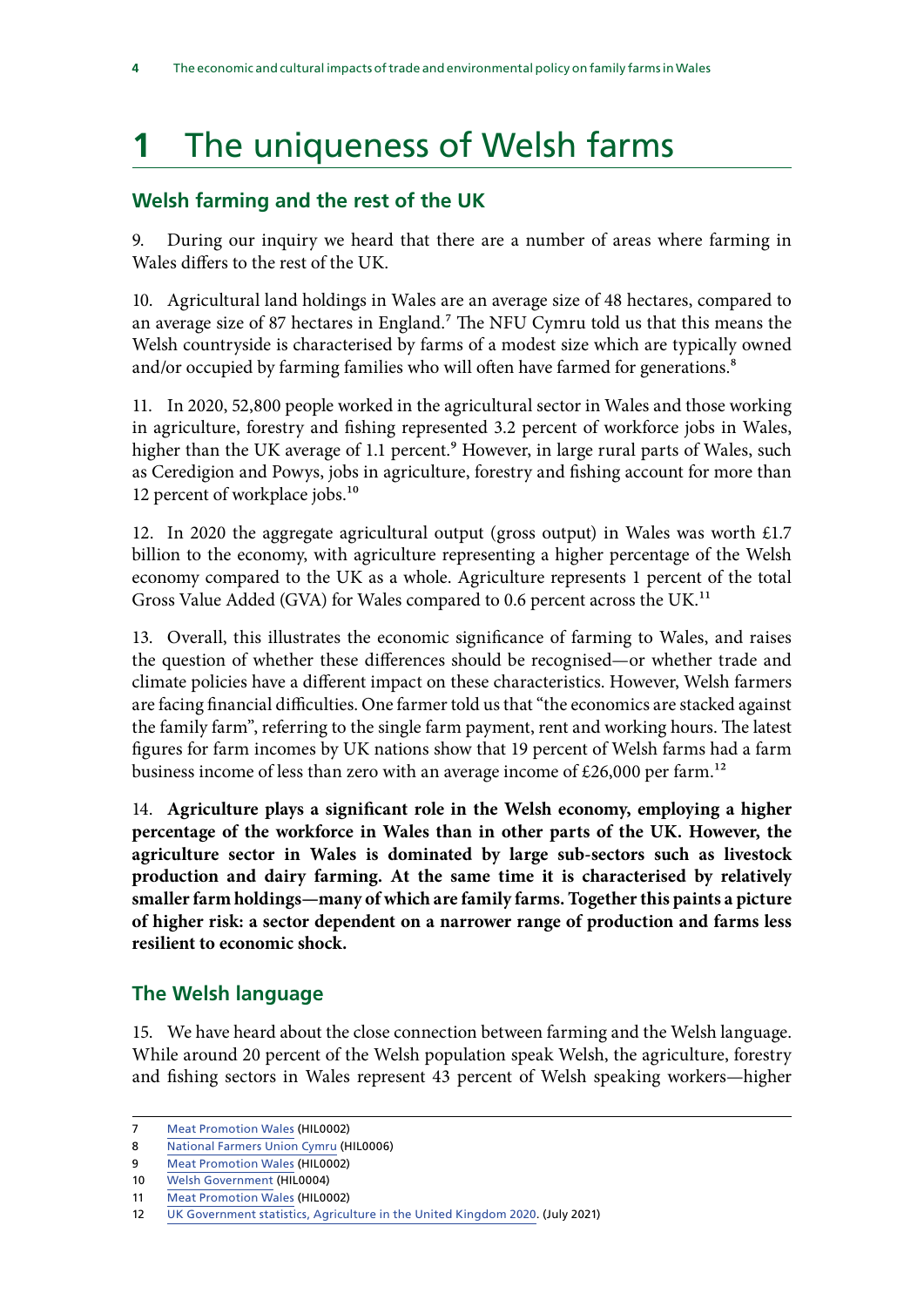# 1 The uniqueness of Welsh farms

## Welsh farming and the rest of the UK

9. During our inquiry we heard that there are a number of areas where farming in Wales differs to the rest of the UK.

10. Agricultural land holdings in Wales are an average size of 48 hectares, compared to an average size of 87 hectares in England.[7] The NFU Cymru told us that this means the Welsh countryside is characterised by farms of a modest size which are typically owned and/or occupied by farming families who will often have farmed for generations.[8]

11. In 2020, 52,800 people worked in the agricultural sector in Wales and those working in agriculture, forestry and fishing represented 3.2 percent of workforce jobs in Wales, higher than the UK average of 1.1 percent.[9] However, in large rural parts of Wales, such as Ceredigion and Powys, jobs in agriculture, forestry and fishing account for more than 12 percent of workplace jobs.[10]

12. In 2020 the aggregate agricultural output (gross output) in Wales was worth £1.7 billion to the economy, with agriculture representing a higher percentage of the Welsh economy compared to the UK as a whole. Agriculture represents 1 percent of the total Gross Value Added (GVA) for Wales compared to 0.6 percent across the UK.[11]

13. Overall, this illustrates the economic significance of farming to Wales, and raises the question of whether these differences should be recognised—or whether trade and climate policies have a different impact on these characteristics. However, Welsh farmers are facing financial difficulties. One farmer told us that "the economics are stacked against the family farm", referring to the single farm payment, rent and working hours. The latest figures for farm incomes by UK nations show that 19 percent of Welsh farms had a farm business income of less than zero with an average income of £26,000 per farm.[12]

14. **Agriculture plays a significant role in the Welsh economy, employing a higher percentage of the workforce in Wales than in other parts of the UK. However, the agriculture sector in Wales is dominated by large sub-sectors such as livestock production and dairy farming. At the same time it is characterised by relatively smaller farm holdings—many of which are family farms. Together this paints a picture of higher risk: a sector dependent on a narrower range of production and farms less resilient to economic shock.**

## The Welsh language

15. We have heard about the close connection between farming and the Welsh language. While around 20 percent of the Welsh population speak Welsh, the agriculture, forestry and fishing sectors in Wales represent 43 percent of Welsh speaking workers—higher

---

7 Meat Promotion Wales (HIL0002)

8 National Farmers Union Cymru (HIL0006)

9 Meat Promotion Wales (HIL0002)

10 Welsh Government (HIL0004)

11 Meat Promotion Wales (HIL0002)

12 UK Government statistics, Agriculture in the United Kingdom 2020. (July 2021)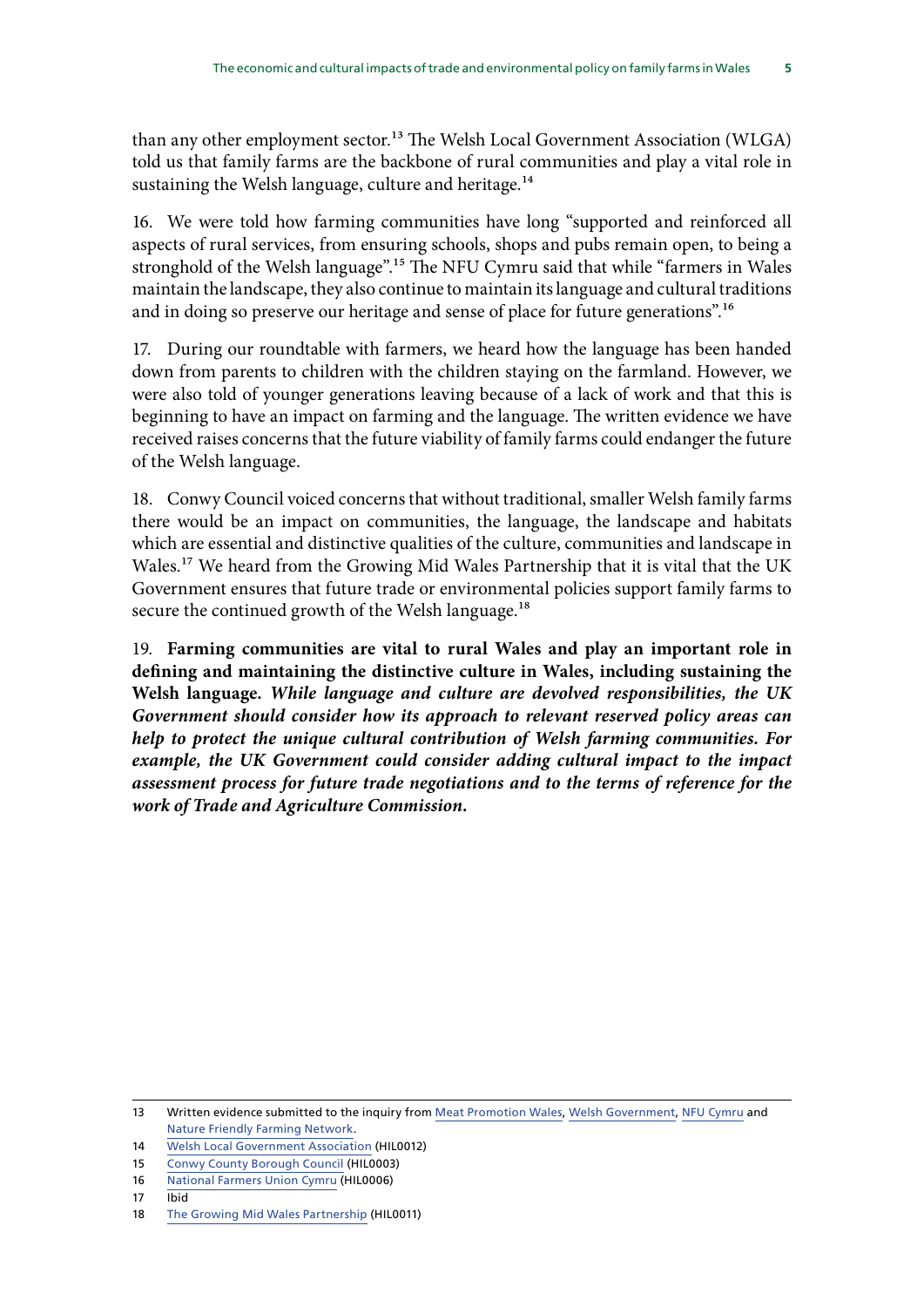than any other employment sector.[13] The Welsh Local Government Association (WLGA) told us that family farms are the backbone of rural communities and play a vital role in sustaining the Welsh language, culture and heritage.[14]

16. We were told how farming communities have long "supported and reinforced all aspects of rural services, from ensuring schools, shops and pubs remain open, to being a stronghold of the Welsh language".[15] The NFU Cymru said that while "farmers in Wales maintain the landscape, they also continue to maintain its language and cultural traditions and in doing so preserve our heritage and sense of place for future generations".[16]

17. During our roundtable with farmers, we heard how the language has been handed down from parents to children with the children staying on the farmland. However, we were also told of younger generations leaving because of a lack of work and that this is beginning to have an impact on farming and the language. The written evidence we have received raises concerns that the future viability of family farms could endanger the future of the Welsh language.

18. Conwy Council voiced concerns that without traditional, smaller Welsh family farms there would be an impact on communities, the language, the landscape and habitats which are essential and distinctive qualities of the culture, communities and landscape in Wales.[17] We heard from the Growing Mid Wales Partnership that it is vital that the UK Government ensures that future trade or environmental policies support family farms to secure the continued growth of the Welsh language.[18]

19. **Farming communities are vital to rural Wales and play an important role in defining and maintaining the distinctive culture in Wales, including sustaining the Welsh language.** ***While language and culture are devolved responsibilities, the UK Government should consider how its approach to relevant reserved policy areas can help to protect the unique cultural contribution of Welsh farming communities. For example, the UK Government could consider adding cultural impact to the impact assessment process for future trade negotiations and to the terms of reference for the work of Trade and Agriculture Commission.***

---

13 Written evidence submitted to the inquiry from Meat Promotion Wales, Welsh Government, NFU Cymru and Nature Friendly Farming Network.

14 Welsh Local Government Association (HIL0012)

15 Conwy County Borough Council (HIL0003)

16 National Farmers Union Cymru (HIL0006)

17 Ibid

18 The Growing Mid Wales Partnership (HIL0011)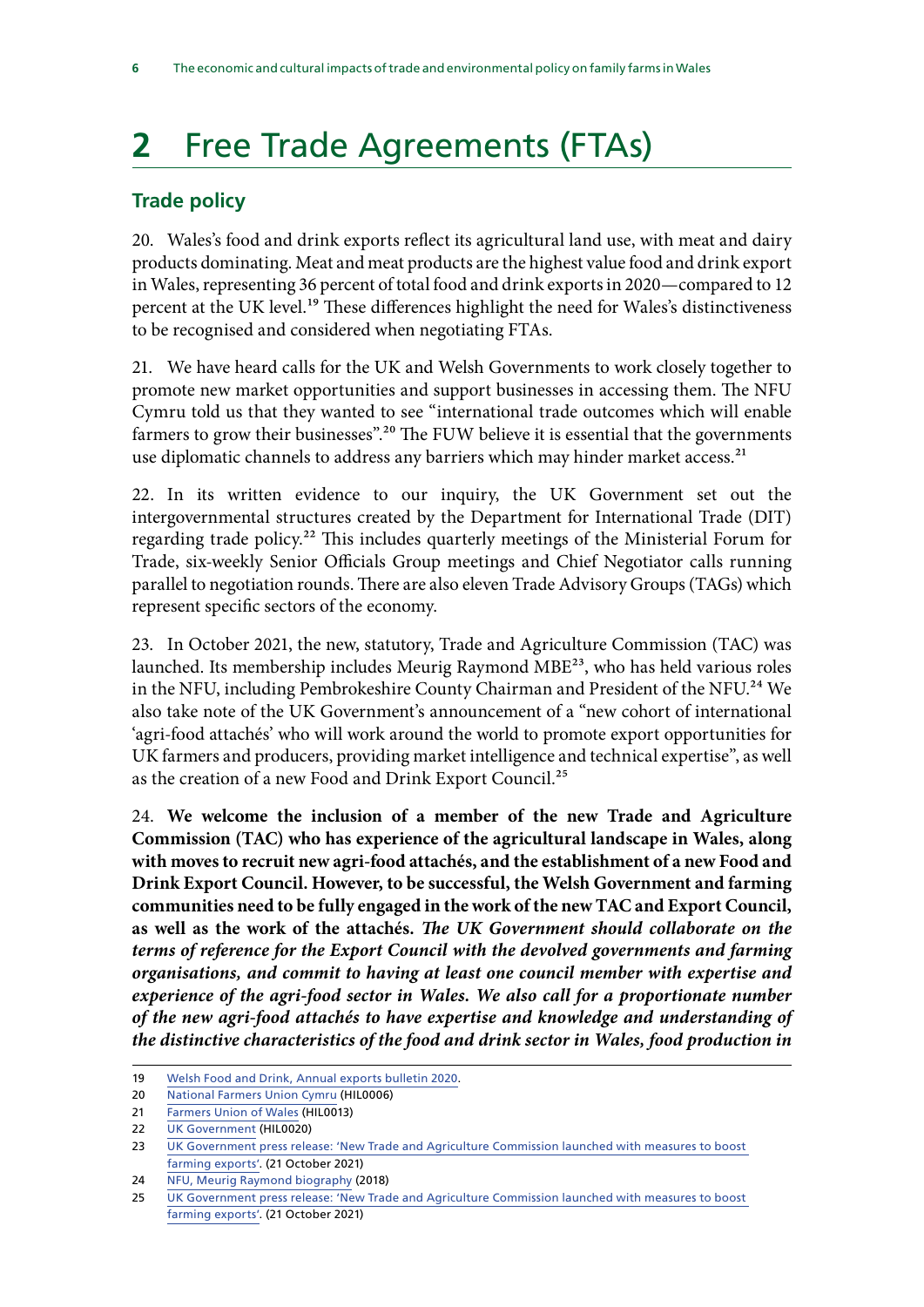# 2 Free Trade Agreements (FTAs)

## Trade policy

20. Wales's food and drink exports reflect its agricultural land use, with meat and dairy products dominating. Meat and meat products are the highest value food and drink export in Wales, representing 36 percent of total food and drink exports in 2020—compared to 12 percent at the UK level.[19] These differences highlight the need for Wales's distinctiveness to be recognised and considered when negotiating FTAs.

21. We have heard calls for the UK and Welsh Governments to work closely together to promote new market opportunities and support businesses in accessing them. The NFU Cymru told us that they wanted to see "international trade outcomes which will enable farmers to grow their businesses".[20] The FUW believe it is essential that the governments use diplomatic channels to address any barriers which may hinder market access.[21]

22. In its written evidence to our inquiry, the UK Government set out the intergovernmental structures created by the Department for International Trade (DIT) regarding trade policy.[22] This includes quarterly meetings of the Ministerial Forum for Trade, six-weekly Senior Officials Group meetings and Chief Negotiator calls running parallel to negotiation rounds. There are also eleven Trade Advisory Groups (TAGs) which represent specific sectors of the economy.

23. In October 2021, the new, statutory, Trade and Agriculture Commission (TAC) was launched. Its membership includes Meurig Raymond MBE[23], who has held various roles in the NFU, including Pembrokeshire County Chairman and President of the NFU.[24] We also take note of the UK Government's announcement of a "new cohort of international 'agri-food attachés' who will work around the world to promote export opportunities for UK farmers and producers, providing market intelligence and technical expertise", as well as the creation of a new Food and Drink Export Council.[25]

24. **We welcome the inclusion of a member of the new Trade and Agriculture Commission (TAC) who has experience of the agricultural landscape in Wales, along with moves to recruit new agri-food attachés, and the establishment of a new Food and Drink Export Council. However, to be successful, the Welsh Government and farming communities need to be fully engaged in the work of the new TAC and Export Council, as well as the work of the attachés.** ***The UK Government should collaborate on the terms of reference for the Export Council with the devolved governments and farming organisations, and commit to having at least one council member with expertise and experience of the agri-food sector in Wales. We also call for a proportionate number of the new agri-food attachés to have expertise and knowledge and understanding of the distinctive characteristics of the food and drink sector in Wales, food production in***

---

19 Welsh Food and Drink, Annual exports bulletin 2020.

20 National Farmers Union Cymru (HIL0006)

21 Farmers Union of Wales (HIL0013)

22 UK Government (HIL0020)

23 UK Government press release: 'New Trade and Agriculture Commission launched with measures to boost farming exports'. (21 October 2021)

24 NFU, Meurig Raymond biography (2018)

25 UK Government press release: 'New Trade and Agriculture Commission launched with measures to boost farming exports'. (21 October 2021)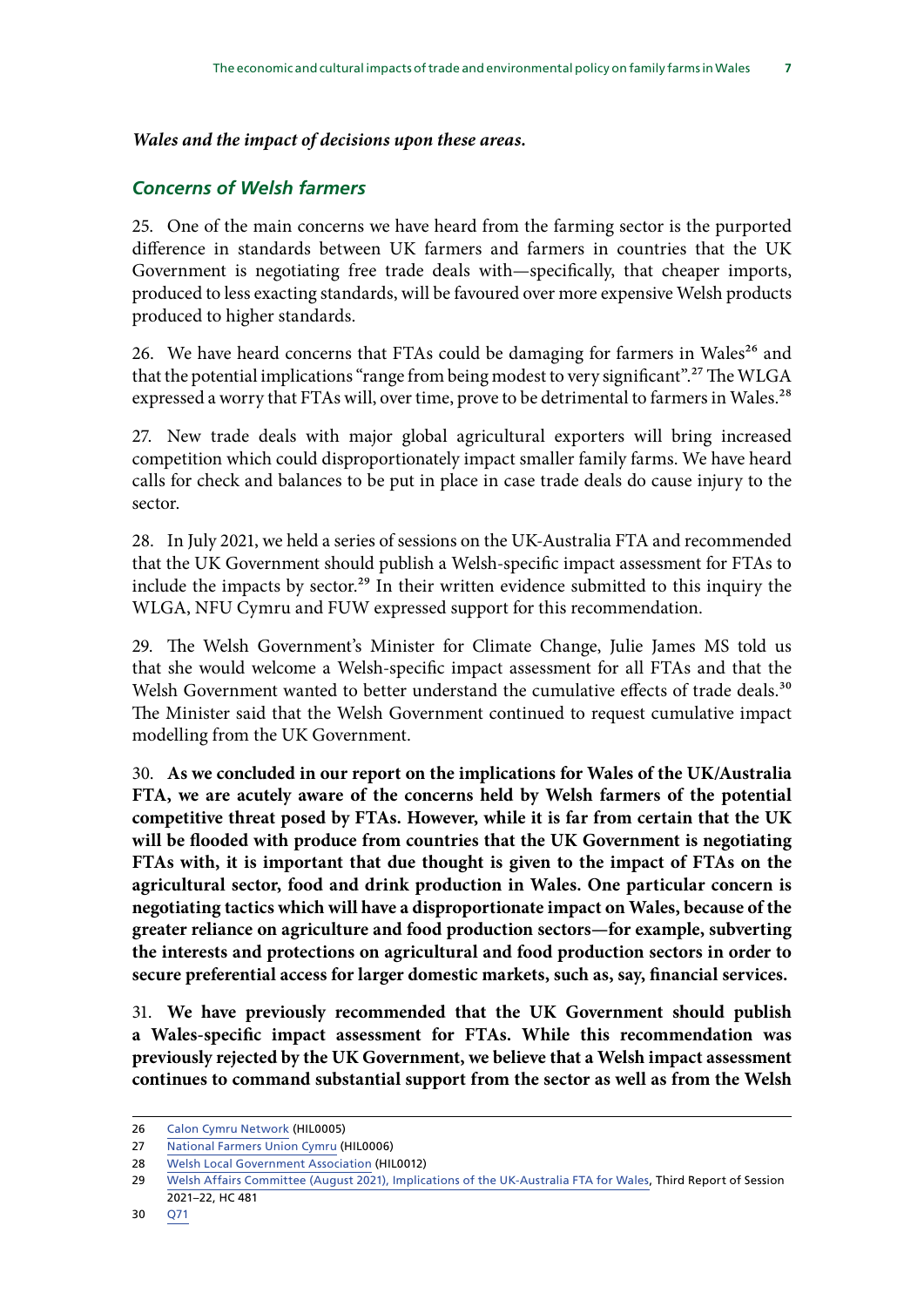***Wales and the impact of decisions upon these areas.***

### *Concerns of Welsh farmers*

25. One of the main concerns we have heard from the farming sector is the purported difference in standards between UK farmers and farmers in countries that the UK Government is negotiating free trade deals with—specifically, that cheaper imports, produced to less exacting standards, will be favoured over more expensive Welsh products produced to higher standards.

26. We have heard concerns that FTAs could be damaging for farmers in Wales[26] and that the potential implications "range from being modest to very significant".[27] The WLGA expressed a worry that FTAs will, over time, prove to be detrimental to farmers in Wales.[28]

27. New trade deals with major global agricultural exporters will bring increased competition which could disproportionately impact smaller family farms. We have heard calls for check and balances to be put in place in case trade deals do cause injury to the sector.

28. In July 2021, we held a series of sessions on the UK-Australia FTA and recommended that the UK Government should publish a Welsh-specific impact assessment for FTAs to include the impacts by sector.[29] In their written evidence submitted to this inquiry the WLGA, NFU Cymru and FUW expressed support for this recommendation.

29. The Welsh Government's Minister for Climate Change, Julie James MS told us that she would welcome a Welsh-specific impact assessment for all FTAs and that the Welsh Government wanted to better understand the cumulative effects of trade deals.[30] The Minister said that the Welsh Government continued to request cumulative impact modelling from the UK Government.

30. **As we concluded in our report on the implications for Wales of the UK/Australia FTA, we are acutely aware of the concerns held by Welsh farmers of the potential competitive threat posed by FTAs. However, while it is far from certain that the UK will be flooded with produce from countries that the UK Government is negotiating FTAs with, it is important that due thought is given to the impact of FTAs on the agricultural sector, food and drink production in Wales. One particular concern is negotiating tactics which will have a disproportionate impact on Wales, because of the greater reliance on agriculture and food production sectors—for example, subverting the interests and protections on agricultural and food production sectors in order to secure preferential access for larger domestic markets, such as, say, financial services.**

31. **We have previously recommended that the UK Government should publish a Wales-specific impact assessment for FTAs. While this recommendation was previously rejected by the UK Government, we believe that a Welsh impact assessment continues to command substantial support from the sector as well as from the Welsh**

---

26 Calon Cymru Network (HIL0005)

27 National Farmers Union Cymru (HIL0006)

28 Welsh Local Government Association (HIL0012)

29 Welsh Affairs Committee (August 2021), Implications of the UK-Australia FTA for Wales, Third Report of Session 2021–22, HC 481

30 Q71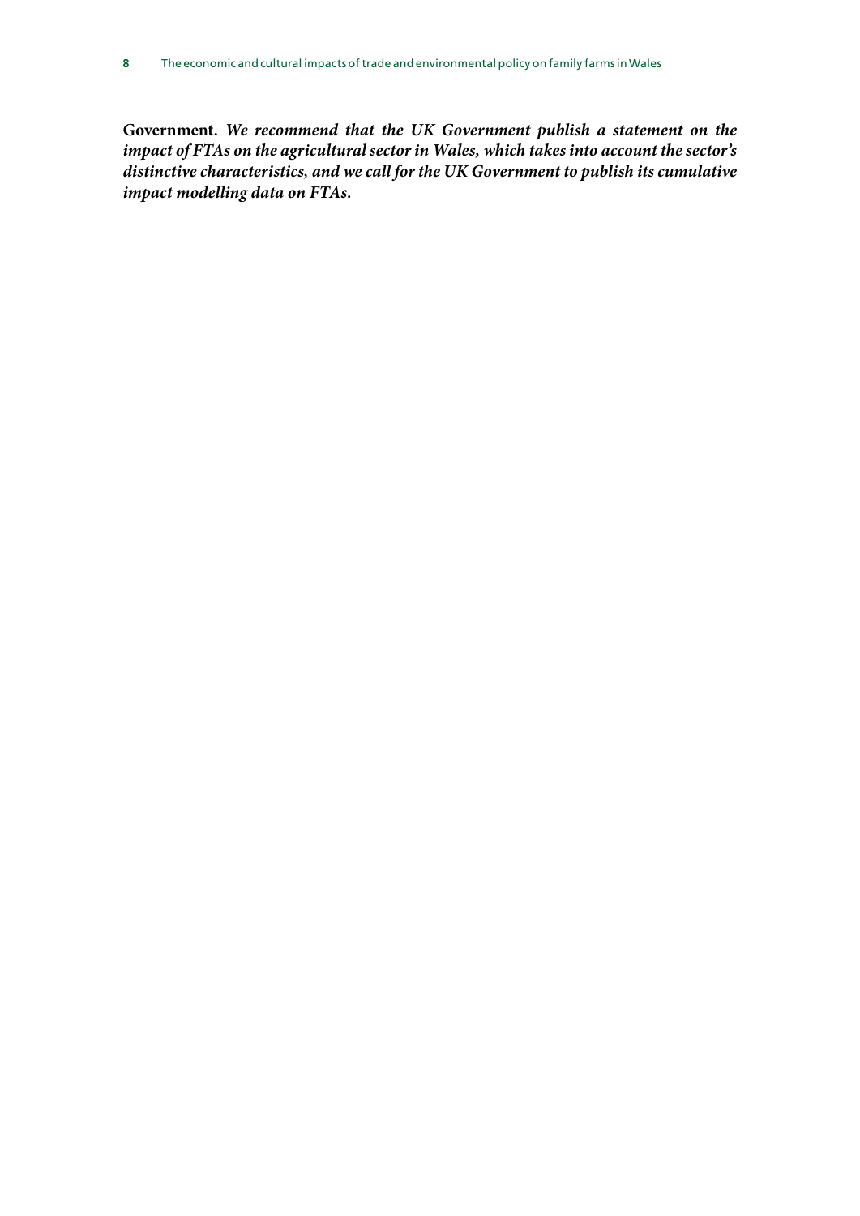**Government.** ***We recommend that the UK Government publish a statement on the impact of FTAs on the agricultural sector in Wales, which takes into account the sector's distinctive characteristics, and we call for the UK Government to publish its cumulative impact modelling data on FTAs.***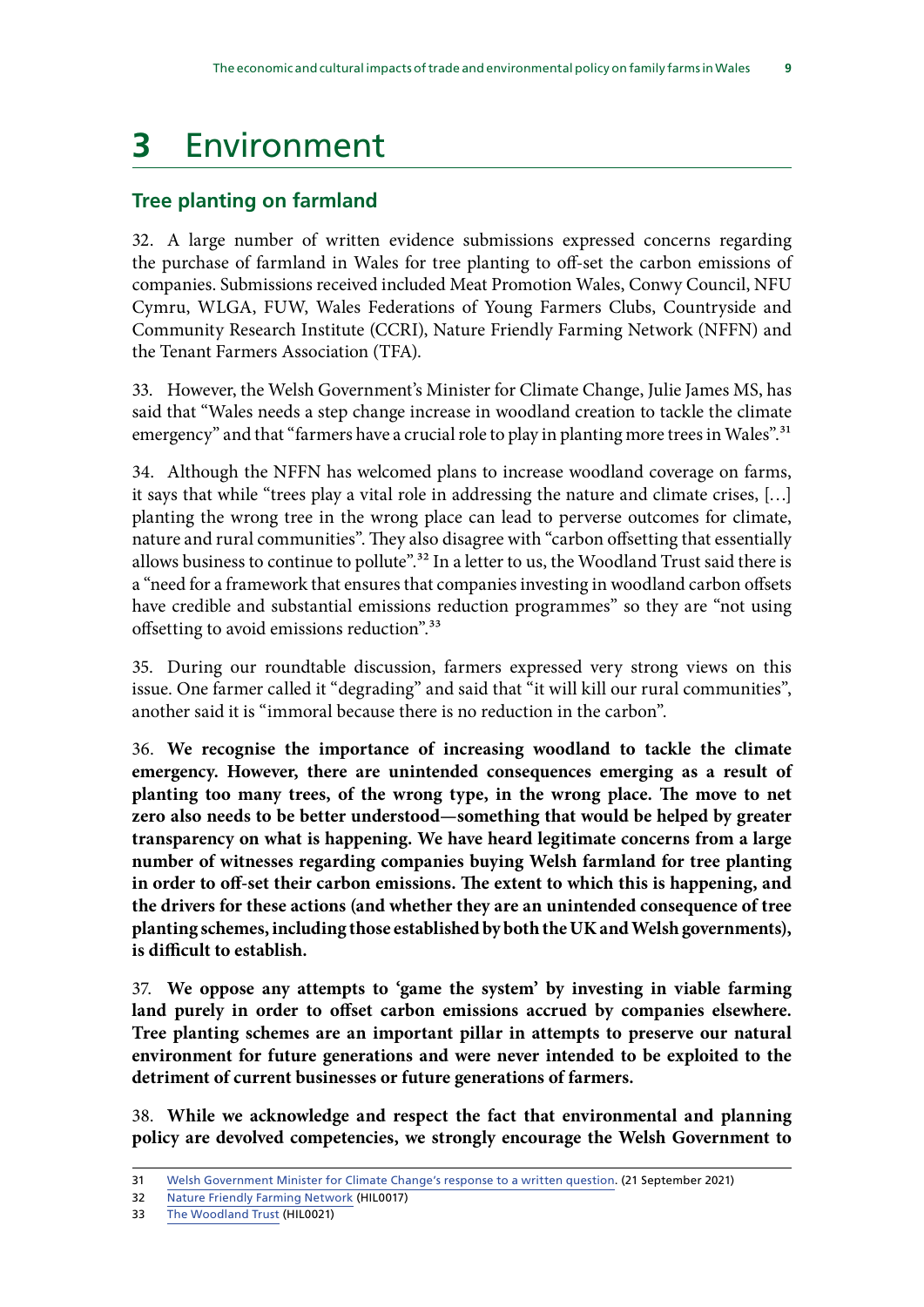# 3 Environment

## Tree planting on farmland

32. A large number of written evidence submissions expressed concerns regarding the purchase of farmland in Wales for tree planting to off-set the carbon emissions of companies. Submissions received included Meat Promotion Wales, Conwy Council, NFU Cymru, WLGA, FUW, Wales Federations of Young Farmers Clubs, Countryside and Community Research Institute (CCRI), Nature Friendly Farming Network (NFFN) and the Tenant Farmers Association (TFA).

33. However, the Welsh Government's Minister for Climate Change, Julie James MS, has said that "Wales needs a step change increase in woodland creation to tackle the climate emergency" and that "farmers have a crucial role to play in planting more trees in Wales".[31]

34. Although the NFFN has welcomed plans to increase woodland coverage on farms, it says that while "trees play a vital role in addressing the nature and climate crises, [...] planting the wrong tree in the wrong place can lead to perverse outcomes for climate, nature and rural communities". They also disagree with "carbon offsetting that essentially allows business to continue to pollute".[32] In a letter to us, the Woodland Trust said there is a "need for a framework that ensures that companies investing in woodland carbon offsets have credible and substantial emissions reduction programmes" so they are "not using offsetting to avoid emissions reduction".[33]

35. During our roundtable discussion, farmers expressed very strong views on this issue. One farmer called it "degrading" and said that "it will kill our rural communities", another said it is "immoral because there is no reduction in the carbon".

36. **We recognise the importance of increasing woodland to tackle the climate emergency. However, there are unintended consequences emerging as a result of planting too many trees, of the wrong type, in the wrong place. The move to net zero also needs to be better understood—something that would be helped by greater transparency on what is happening. We have heard legitimate concerns from a large number of witnesses regarding companies buying Welsh farmland for tree planting in order to off-set their carbon emissions. The extent to which this is happening, and the drivers for these actions (and whether they are an unintended consequence of tree planting schemes, including those established by both the UK and Welsh governments), is difficult to establish.**

37. **We oppose any attempts to 'game the system' by investing in viable farming land purely in order to offset carbon emissions accrued by companies elsewhere. Tree planting schemes are an important pillar in attempts to preserve our natural environment for future generations and were never intended to be exploited to the detriment of current businesses or future generations of farmers.**

38. **While we acknowledge and respect the fact that environmental and planning policy are devolved competencies, we strongly encourage the Welsh Government to**

---

31 Welsh Government Minister for Climate Change's response to a written question. (21 September 2021)

32 Nature Friendly Farming Network (HIL0017)

33 The Woodland Trust (HIL0021)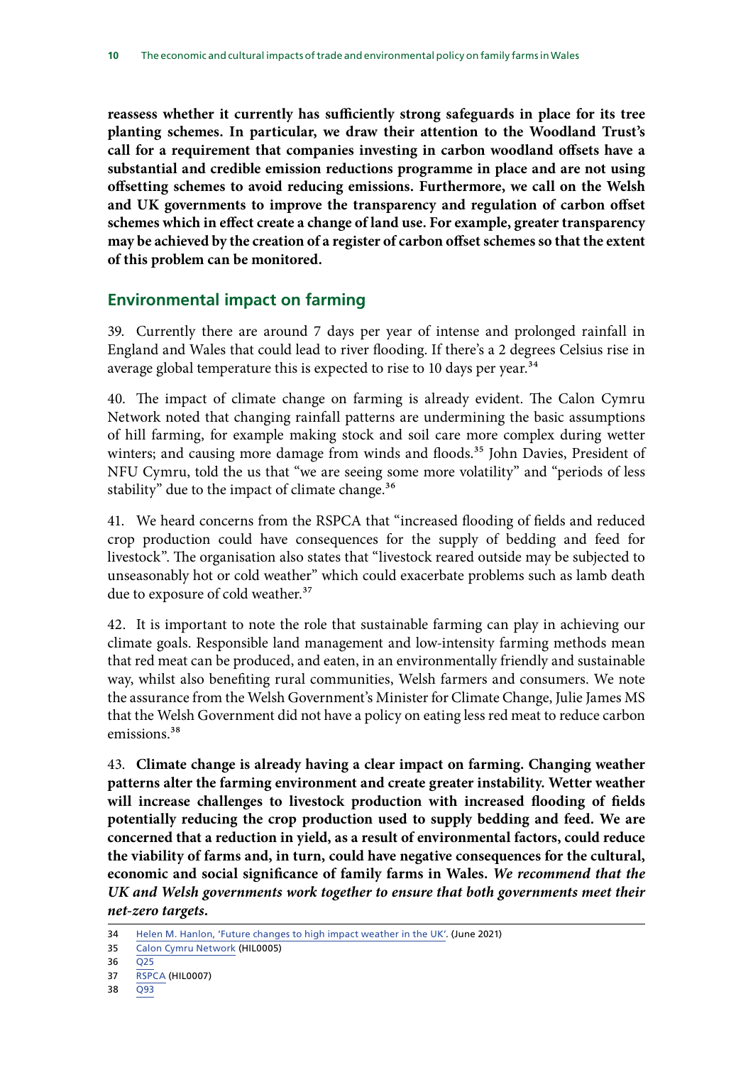**reassess whether it currently has sufficiently strong safeguards in place for its tree planting schemes. In particular, we draw their attention to the Woodland Trust's call for a requirement that companies investing in carbon woodland offsets have a substantial and credible emission reductions programme in place and are not using offsetting schemes to avoid reducing emissions. Furthermore, we call on the Welsh and UK governments to improve the transparency and regulation of carbon offset schemes which in effect create a change of land use. For example, greater transparency may be achieved by the creation of a register of carbon offset schemes so that the extent of this problem can be monitored.**

## Environmental impact on farming

39. Currently there are around 7 days per year of intense and prolonged rainfall in England and Wales that could lead to river flooding. If there's a 2 degrees Celsius rise in average global temperature this is expected to rise to 10 days per year.[34]

40. The impact of climate change on farming is already evident. The Calon Cymru Network noted that changing rainfall patterns are undermining the basic assumptions of hill farming, for example making stock and soil care more complex during wetter winters; and causing more damage from winds and floods.[35] John Davies, President of NFU Cymru, told the us that "we are seeing some more volatility" and "periods of less stability" due to the impact of climate change.[36]

41. We heard concerns from the RSPCA that "increased flooding of fields and reduced crop production could have consequences for the supply of bedding and feed for livestock". The organisation also states that "livestock reared outside may be subjected to unseasonably hot or cold weather" which could exacerbate problems such as lamb death due to exposure of cold weather.[37]

42. It is important to note the role that sustainable farming can play in achieving our climate goals. Responsible land management and low-intensity farming methods mean that red meat can be produced, and eaten, in an environmentally friendly and sustainable way, whilst also benefiting rural communities, Welsh farmers and consumers. We note the assurance from the Welsh Government's Minister for Climate Change, Julie James MS that the Welsh Government did not have a policy on eating less red meat to reduce carbon emissions.[38]

43. **Climate change is already having a clear impact on farming. Changing weather patterns alter the farming environment and create greater instability. Wetter weather will increase challenges to livestock production with increased flooding of fields potentially reducing the crop production used to supply bedding and feed. We are concerned that a reduction in yield, as a result of environmental factors, could reduce the viability of farms and, in turn, could have negative consequences for the cultural, economic and social significance of family farms in Wales.** ***We recommend that the UK and Welsh governments work together to ensure that both governments meet their net-zero targets.***

34 Helen M. Hanlon, 'Future changes to high impact weather in the UK'. (June 2021)

35 Calon Cymru Network (HIL0005)

36 Q25

37 RSPCA (HIL0007)

38 Q93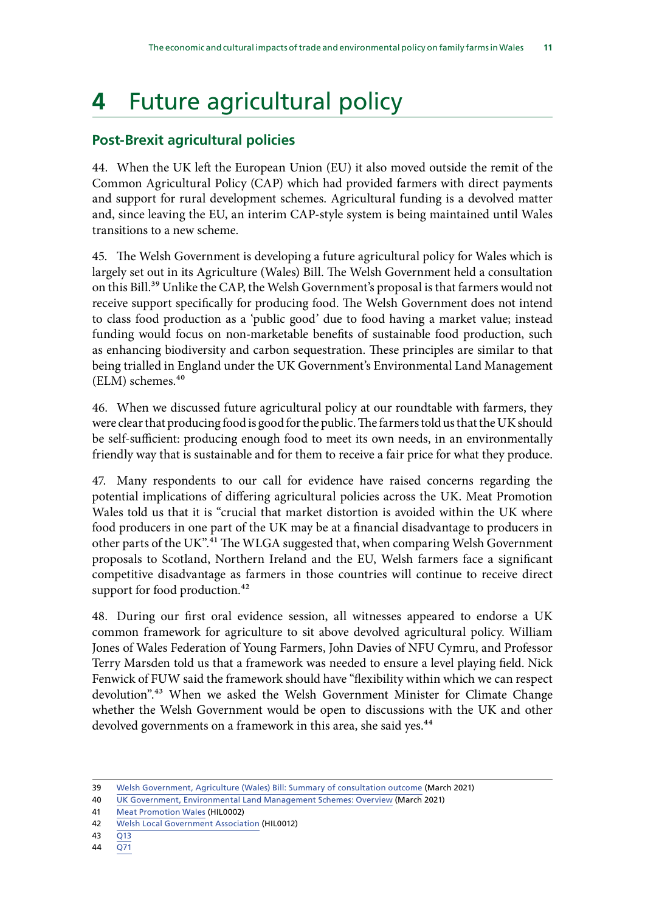# 4 Future agricultural policy

## Post-Brexit agricultural policies

44. When the UK left the European Union (EU) it also moved outside the remit of the Common Agricultural Policy (CAP) which had provided farmers with direct payments and support for rural development schemes. Agricultural funding is a devolved matter and, since leaving the EU, an interim CAP-style system is being maintained until Wales transitions to a new scheme.

45. The Welsh Government is developing a future agricultural policy for Wales which is largely set out in its Agriculture (Wales) Bill. The Welsh Government held a consultation on this Bill.[39] Unlike the CAP, the Welsh Government's proposal is that farmers would not receive support specifically for producing food. The Welsh Government does not intend to class food production as a 'public good' due to food having a market value; instead funding would focus on non-marketable benefits of sustainable food production, such as enhancing biodiversity and carbon sequestration. These principles are similar to that being trialled in England under the UK Government's Environmental Land Management (ELM) schemes.[40]

46. When we discussed future agricultural policy at our roundtable with farmers, they were clear that producing food is good for the public. The farmers told us that the UK should be self-sufficient: producing enough food to meet its own needs, in an environmentally friendly way that is sustainable and for them to receive a fair price for what they produce.

47. Many respondents to our call for evidence have raised concerns regarding the potential implications of differing agricultural policies across the UK. Meat Promotion Wales told us that it is "crucial that market distortion is avoided within the UK where food producers in one part of the UK may be at a financial disadvantage to producers in other parts of the UK".[41] The WLGA suggested that, when comparing Welsh Government proposals to Scotland, Northern Ireland and the EU, Welsh farmers face a significant competitive disadvantage as farmers in those countries will continue to receive direct support for food production.[42]

48. During our first oral evidence session, all witnesses appeared to endorse a UK common framework for agriculture to sit above devolved agricultural policy. William Jones of Wales Federation of Young Farmers, John Davies of NFU Cymru, and Professor Terry Marsden told us that a framework was needed to ensure a level playing field. Nick Fenwick of FUW said the framework should have "flexibility within which we can respect devolution".[43] When we asked the Welsh Government Minister for Climate Change whether the Welsh Government would be open to discussions with the UK and other devolved governments on a framework in this area, she said yes.[44]

---

39 Welsh Government, Agriculture (Wales) Bill: Summary of consultation outcome (March 2021)

40 UK Government, Environmental Land Management Schemes: Overview (March 2021)

41 Meat Promotion Wales (HIL0002)

42 Welsh Local Government Association (HIL0012)

43 Q13

44 Q71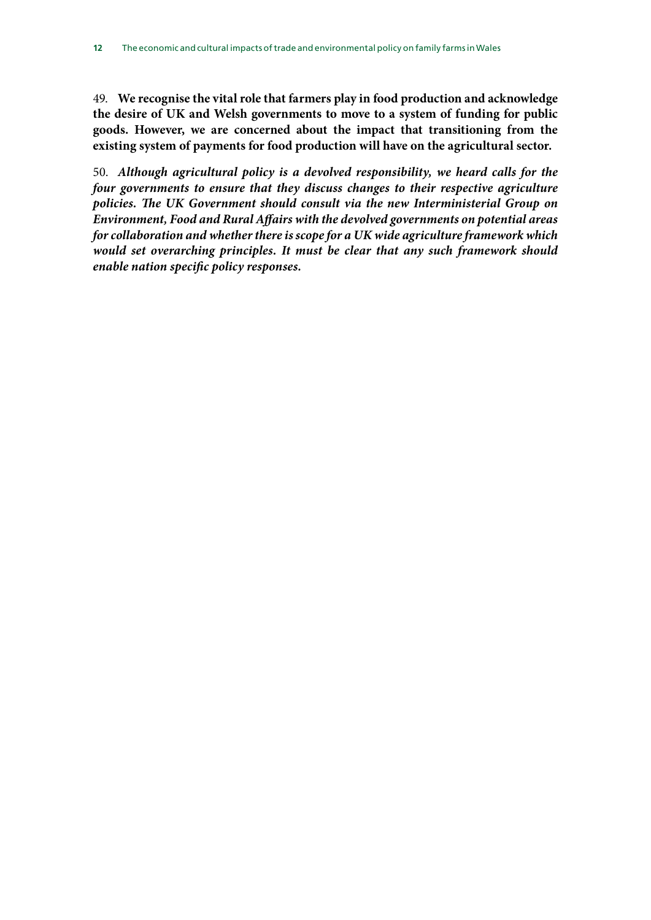49. **We recognise the vital role that farmers play in food production and acknowledge the desire of UK and Welsh governments to move to a system of funding for public goods. However, we are concerned about the impact that transitioning from the existing system of payments for food production will have on the agricultural sector.**

50. ***Although agricultural policy is a devolved responsibility, we heard calls for the four governments to ensure that they discuss changes to their respective agriculture policies. The UK Government should consult via the new Interministerial Group on Environment, Food and Rural Affairs with the devolved governments on potential areas for collaboration and whether there is scope for a UK wide agriculture framework which would set overarching principles. It must be clear that any such framework should enable nation specific policy responses.***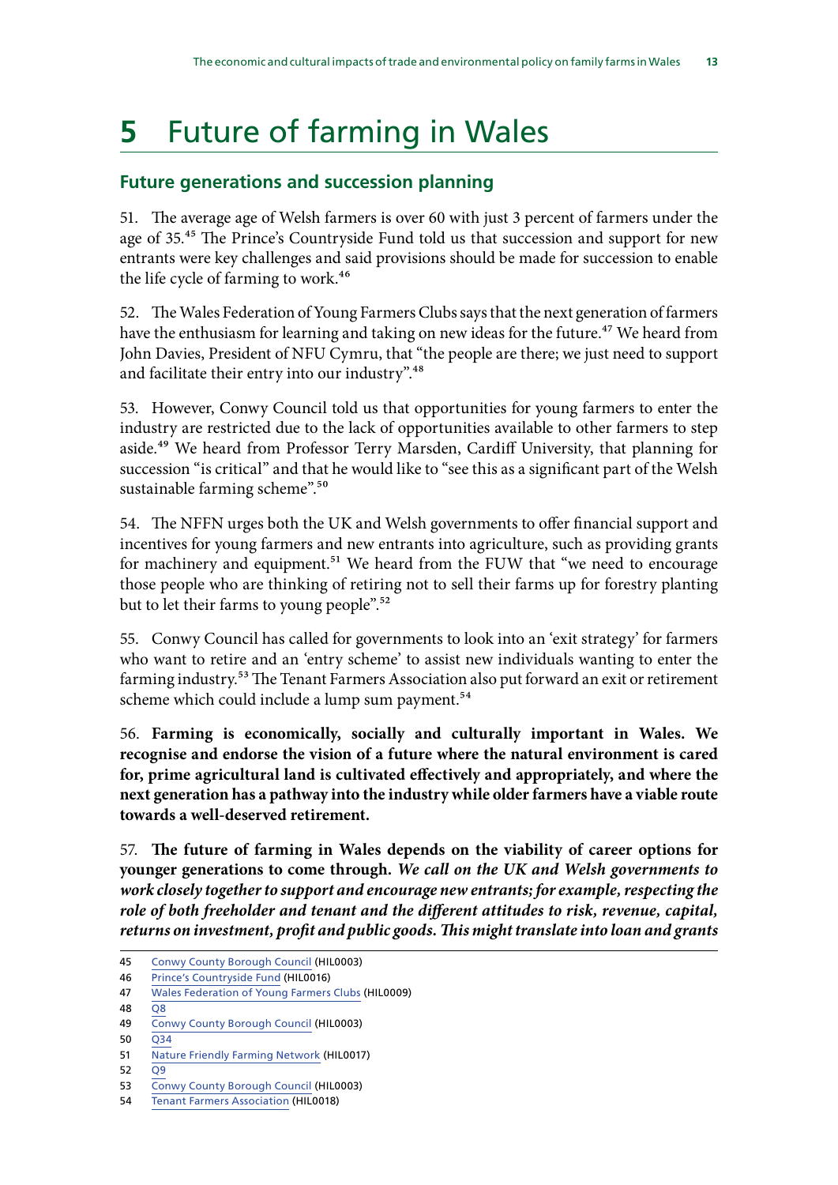# 5 Future of farming in Wales

## Future generations and succession planning

51. The average age of Welsh farmers is over 60 with just 3 percent of farmers under the age of 35.[45] The Prince's Countryside Fund told us that succession and support for new entrants were key challenges and said provisions should be made for succession to enable the life cycle of farming to work.[46]

52. The Wales Federation of Young Farmers Clubs says that the next generation of farmers have the enthusiasm for learning and taking on new ideas for the future.[47] We heard from John Davies, President of NFU Cymru, that "the people are there; we just need to support and facilitate their entry into our industry".[48]

53. However, Conwy Council told us that opportunities for young farmers to enter the industry are restricted due to the lack of opportunities available to other farmers to step aside.[49] We heard from Professor Terry Marsden, Cardiff University, that planning for succession "is critical" and that he would like to "see this as a significant part of the Welsh sustainable farming scheme".[50]

54. The NFFN urges both the UK and Welsh governments to offer financial support and incentives for young farmers and new entrants into agriculture, such as providing grants for machinery and equipment.[51] We heard from the FUW that "we need to encourage those people who are thinking of retiring not to sell their farms up for forestry planting but to let their farms to young people".[52]

55. Conwy Council has called for governments to look into an 'exit strategy' for farmers who want to retire and an 'entry scheme' to assist new individuals wanting to enter the farming industry.[53] The Tenant Farmers Association also put forward an exit or retirement scheme which could include a lump sum payment.[54]

56. **Farming is economically, socially and culturally important in Wales. We recognise and endorse the vision of a future where the natural environment is cared for, prime agricultural land is cultivated effectively and appropriately, and where the next generation has a pathway into the industry while older farmers have a viable route towards a well-deserved retirement.**

57. **The future of farming in Wales depends on the viability of career options for younger generations to come through.** ***We call on the UK and Welsh governments to work closely together to support and encourage new entrants; for example, respecting the role of both freeholder and tenant and the different attitudes to risk, revenue, capital, returns on investment, profit and public goods. This might translate into loan and grants***

45 Conwy County Borough Council (HIL0003)
46 Prince's Countryside Fund (HIL0016)
47 Wales Federation of Young Farmers Clubs (HIL0009)
48 Q8
49 Conwy County Borough Council (HIL0003)
50 Q34
51 Nature Friendly Farming Network (HIL0017)
52 Q9
53 Conwy County Borough Council (HIL0003)
54 Tenant Farmers Association (HIL0018)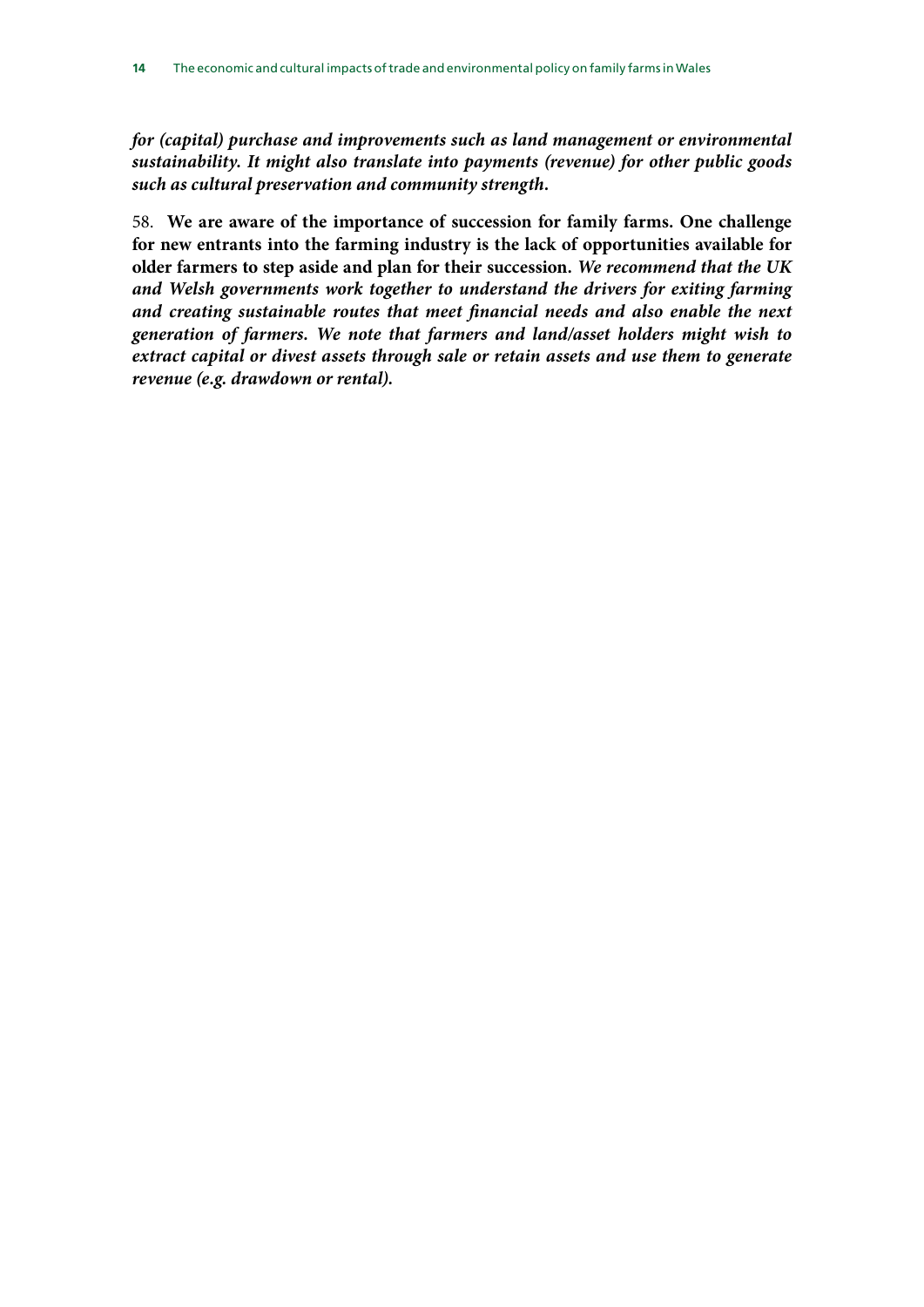***for (capital) purchase and improvements such as land management or environmental sustainability. It might also translate into payments (revenue) for other public goods such as cultural preservation and community strength.***

58. **We are aware of the importance of succession for family farms. One challenge for new entrants into the farming industry is the lack of opportunities available for older farmers to step aside and plan for their succession.** ***We recommend that the UK and Welsh governments work together to understand the drivers for exiting farming and creating sustainable routes that meet financial needs and also enable the next generation of farmers. We note that farmers and land/asset holders might wish to extract capital or divest assets through sale or retain assets and use them to generate revenue (e.g. drawdown or rental).***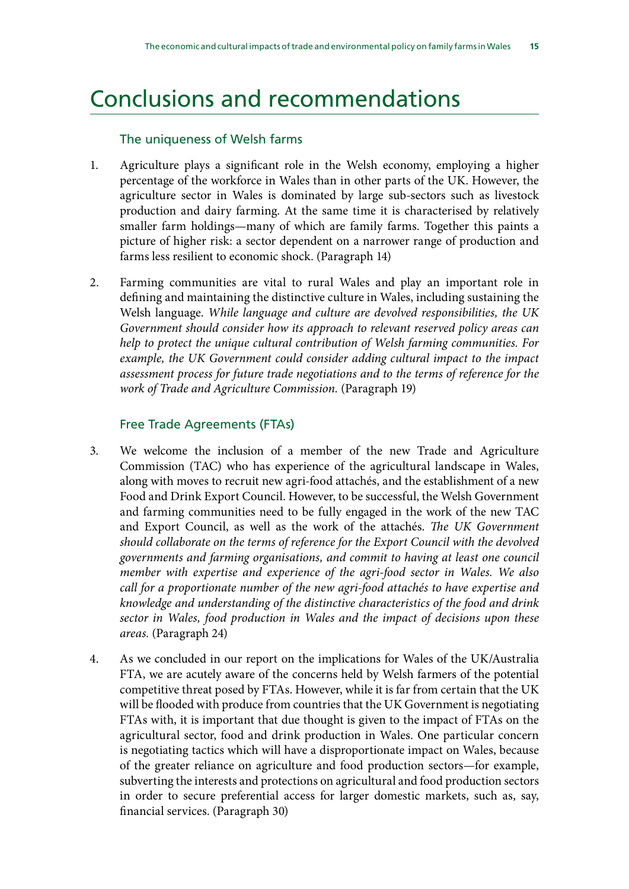# Conclusions and recommendations

## The uniqueness of Welsh farms

1. Agriculture plays a significant role in the Welsh economy, employing a higher percentage of the workforce in Wales than in other parts of the UK. However, the agriculture sector in Wales is dominated by large sub-sectors such as livestock production and dairy farming. At the same time it is characterised by relatively smaller farm holdings—many of which are family farms. Together this paints a picture of higher risk: a sector dependent on a narrower range of production and farms less resilient to economic shock. (Paragraph 14)

2. Farming communities are vital to rural Wales and play an important role in defining and maintaining the distinctive culture in Wales, including sustaining the Welsh language. *While language and culture are devolved responsibilities, the UK Government should consider how its approach to relevant reserved policy areas can help to protect the unique cultural contribution of Welsh farming communities. For example, the UK Government could consider adding cultural impact to the impact assessment process for future trade negotiations and to the terms of reference for the work of Trade and Agriculture Commission.* (Paragraph 19)

## Free Trade Agreements (FTAs)

3. We welcome the inclusion of a member of the new Trade and Agriculture Commission (TAC) who has experience of the agricultural landscape in Wales, along with moves to recruit new agri-food attachés, and the establishment of a new Food and Drink Export Council. However, to be successful, the Welsh Government and farming communities need to be fully engaged in the work of the new TAC and Export Council, as well as the work of the attachés. *The UK Government should collaborate on the terms of reference for the Export Council with the devolved governments and farming organisations, and commit to having at least one council member with expertise and experience of the agri-food sector in Wales. We also call for a proportionate number of the new agri-food attachés to have expertise and knowledge and understanding of the distinctive characteristics of the food and drink sector in Wales, food production in Wales and the impact of decisions upon these areas.* (Paragraph 24)

4. As we concluded in our report on the implications for Wales of the UK/Australia FTA, we are acutely aware of the concerns held by Welsh farmers of the potential competitive threat posed by FTAs. However, while it is far from certain that the UK will be flooded with produce from countries that the UK Government is negotiating FTAs with, it is important that due thought is given to the impact of FTAs on the agricultural sector, food and drink production in Wales. One particular concern is negotiating tactics which will have a disproportionate impact on Wales, because of the greater reliance on agriculture and food production sectors—for example, subverting the interests and protections on agricultural and food production sectors in order to secure preferential access for larger domestic markets, such as, say, financial services. (Paragraph 30)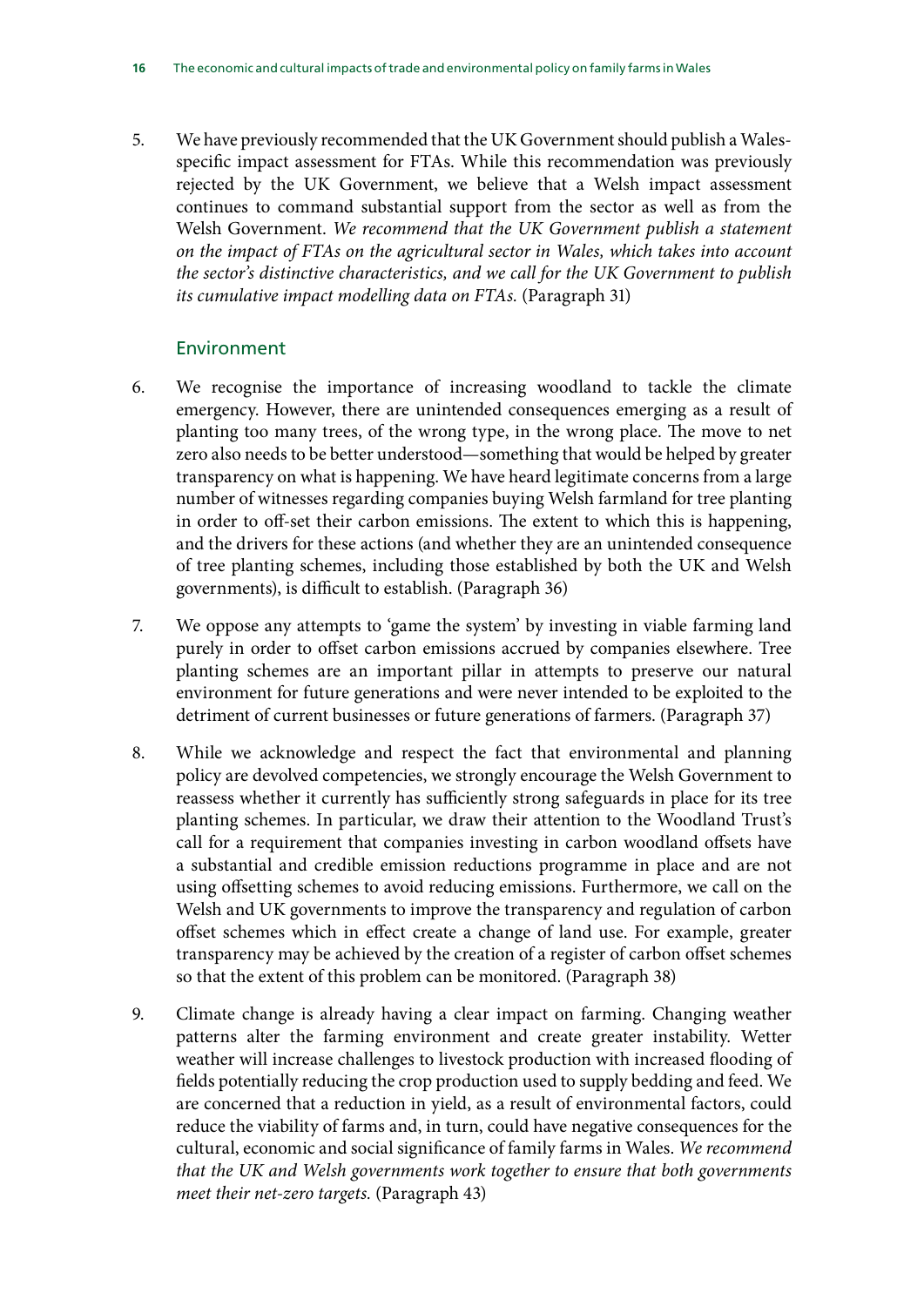5. We have previously recommended that the UK Government should publish a Wales-specific impact assessment for FTAs. While this recommendation was previously rejected by the UK Government, we believe that a Welsh impact assessment continues to command substantial support from the sector as well as from the Welsh Government. *We recommend that the UK Government publish a statement on the impact of FTAs on the agricultural sector in Wales, which takes into account the sector's distinctive characteristics, and we call for the UK Government to publish its cumulative impact modelling data on FTAs.* (Paragraph 31)

## Environment

6. We recognise the importance of increasing woodland to tackle the climate emergency. However, there are unintended consequences emerging as a result of planting too many trees, of the wrong type, in the wrong place. The move to net zero also needs to be better understood—something that would be helped by greater transparency on what is happening. We have heard legitimate concerns from a large number of witnesses regarding companies buying Welsh farmland for tree planting in order to off-set their carbon emissions. The extent to which this is happening, and the drivers for these actions (and whether they are an unintended consequence of tree planting schemes, including those established by both the UK and Welsh governments), is difficult to establish. (Paragraph 36)

7. We oppose any attempts to 'game the system' by investing in viable farming land purely in order to offset carbon emissions accrued by companies elsewhere. Tree planting schemes are an important pillar in attempts to preserve our natural environment for future generations and were never intended to be exploited to the detriment of current businesses or future generations of farmers. (Paragraph 37)

8. While we acknowledge and respect the fact that environmental and planning policy are devolved competencies, we strongly encourage the Welsh Government to reassess whether it currently has sufficiently strong safeguards in place for its tree planting schemes. In particular, we draw their attention to the Woodland Trust's call for a requirement that companies investing in carbon woodland offsets have a substantial and credible emission reductions programme in place and are not using offsetting schemes to avoid reducing emissions. Furthermore, we call on the Welsh and UK governments to improve the transparency and regulation of carbon offset schemes which in effect create a change of land use. For example, greater transparency may be achieved by the creation of a register of carbon offset schemes so that the extent of this problem can be monitored. (Paragraph 38)

9. Climate change is already having a clear impact on farming. Changing weather patterns alter the farming environment and create greater instability. Wetter weather will increase challenges to livestock production with increased flooding of fields potentially reducing the crop production used to supply bedding and feed. We are concerned that a reduction in yield, as a result of environmental factors, could reduce the viability of farms and, in turn, could have negative consequences for the cultural, economic and social significance of family farms in Wales. *We recommend that the UK and Welsh governments work together to ensure that both governments meet their net-zero targets.* (Paragraph 43)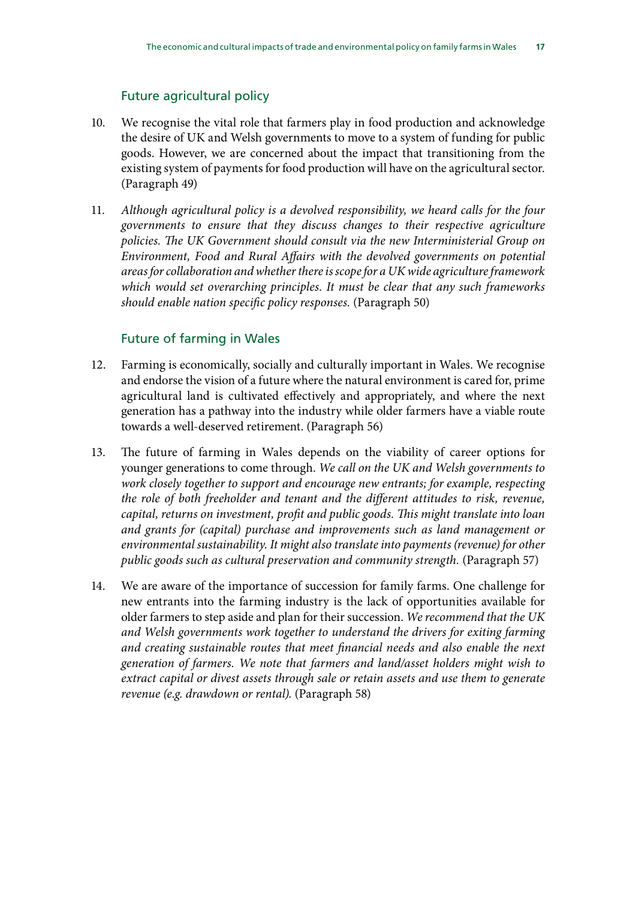## Future agricultural policy

10. We recognise the vital role that farmers play in food production and acknowledge the desire of UK and Welsh governments to move to a system of funding for public goods. However, we are concerned about the impact that transitioning from the existing system of payments for food production will have on the agricultural sector. (Paragraph 49)

11. *Although agricultural policy is a devolved responsibility, we heard calls for the four governments to ensure that they discuss changes to their respective agriculture policies. The UK Government should consult via the new Interministerial Group on Environment, Food and Rural Affairs with the devolved governments on potential areas for collaboration and whether there is scope for a UK wide agriculture framework which would set overarching principles. It must be clear that any such frameworks should enable nation specific policy responses.* (Paragraph 50)

## Future of farming in Wales

12. Farming is economically, socially and culturally important in Wales. We recognise and endorse the vision of a future where the natural environment is cared for, prime agricultural land is cultivated effectively and appropriately, and where the next generation has a pathway into the industry while older farmers have a viable route towards a well-deserved retirement. (Paragraph 56)

13. The future of farming in Wales depends on the viability of career options for younger generations to come through. *We call on the UK and Welsh governments to work closely together to support and encourage new entrants; for example, respecting the role of both freeholder and tenant and the different attitudes to risk, revenue, capital, returns on investment, profit and public goods. This might translate into loan and grants for (capital) purchase and improvements such as land management or environmental sustainability. It might also translate into payments (revenue) for other public goods such as cultural preservation and community strength.* (Paragraph 57)

14. We are aware of the importance of succession for family farms. One challenge for new entrants into the farming industry is the lack of opportunities available for older farmers to step aside and plan for their succession. *We recommend that the UK and Welsh governments work together to understand the drivers for exiting farming and creating sustainable routes that meet financial needs and also enable the next generation of farmers. We note that farmers and land/asset holders might wish to extract capital or divest assets through sale or retain assets and use them to generate revenue (e.g. drawdown or rental).* (Paragraph 58)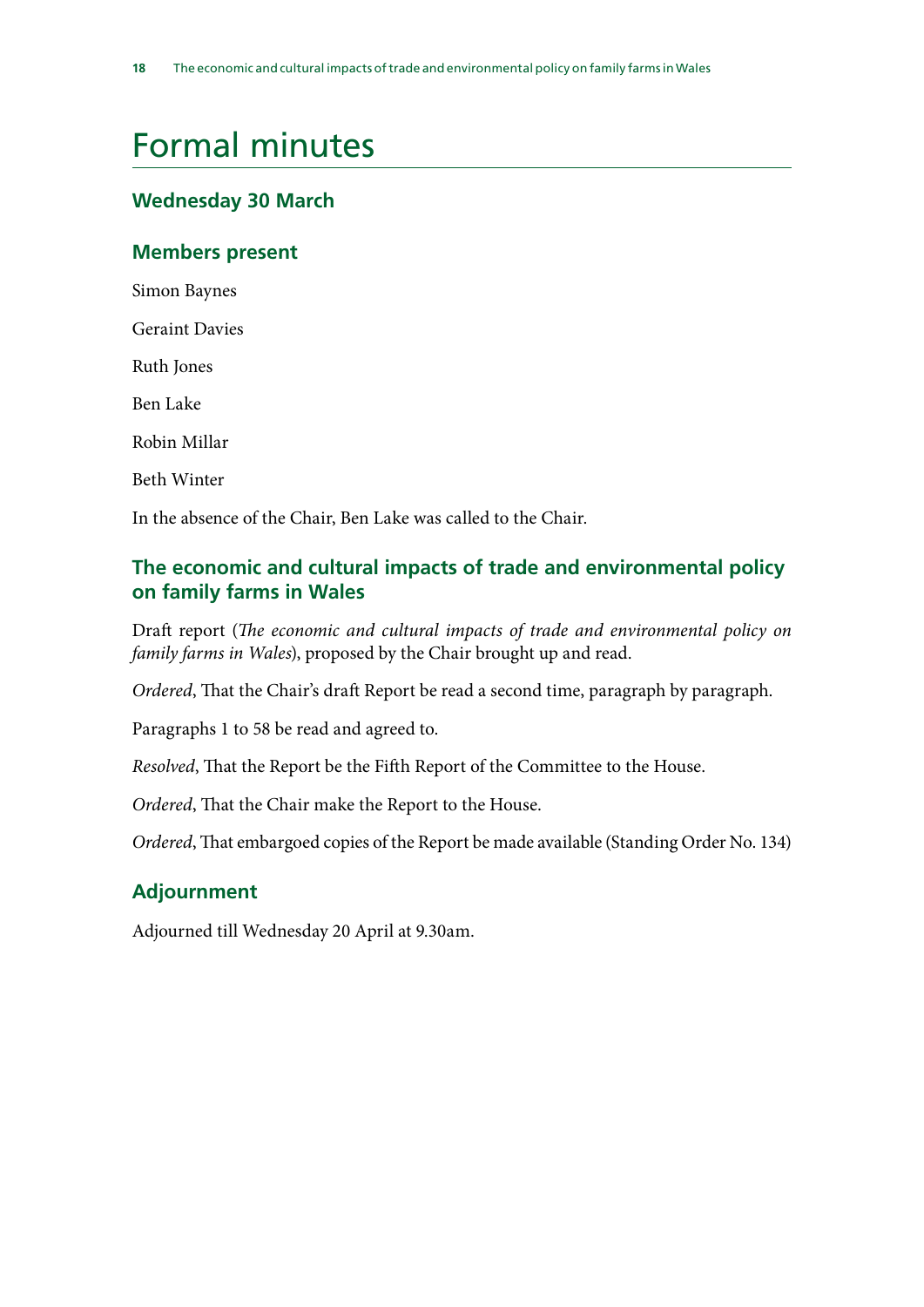# Formal minutes

## Wednesday 30 March

### Members present

Simon Baynes

Geraint Davies

Ruth Jones

Ben Lake

Robin Millar

Beth Winter

In the absence of the Chair, Ben Lake was called to the Chair.

### The economic and cultural impacts of trade and environmental policy on family farms in Wales

Draft report (*The economic and cultural impacts of trade and environmental policy on family farms in Wales*), proposed by the Chair brought up and read.

*Ordered*, That the Chair's draft Report be read a second time, paragraph by paragraph.

Paragraphs 1 to 58 be read and agreed to.

*Resolved*, That the Report be the Fifth Report of the Committee to the House.

*Ordered*, That the Chair make the Report to the House.

*Ordered*, That embargoed copies of the Report be made available (Standing Order No. 134)

### Adjournment

Adjourned till Wednesday 20 April at 9.30am.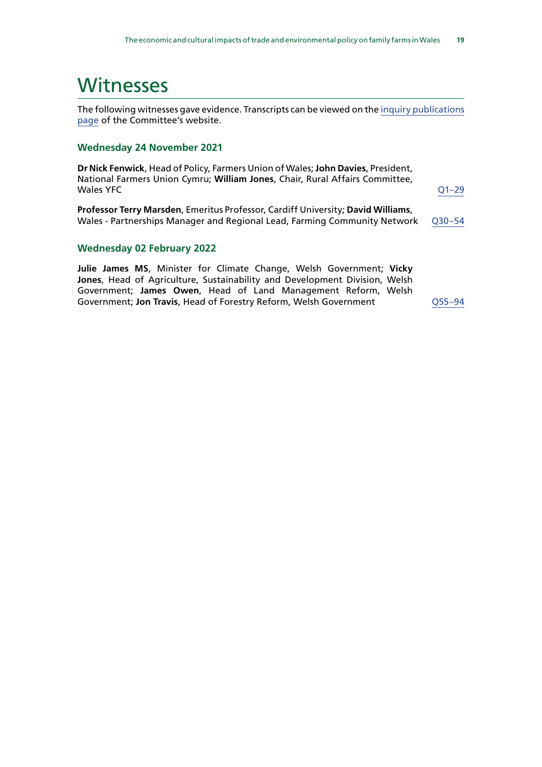# Witnesses

The following witnesses gave evidence. Transcripts can be viewed on the inquiry publications page of the Committee's website.

### Wednesday 24 November 2021

**Dr Nick Fenwick**, Head of Policy, Farmers Union of Wales; **John Davies**, President, National Farmers Union Cymru; **William Jones**, Chair, Rural Affairs Committee, Wales YFC — Q1–29

**Professor Terry Marsden**, Emeritus Professor, Cardiff University; **David Williams**, Wales - Partnerships Manager and Regional Lead, Farming Community Network — Q30–54

### Wednesday 02 February 2022

**Julie James MS**, Minister for Climate Change, Welsh Government; **Vicky Jones**, Head of Agriculture, Sustainability and Development Division, Welsh Government; **James Owen**, Head of Land Management Reform, Welsh Government; **Jon Travis**, Head of Forestry Reform, Welsh Government — Q55–94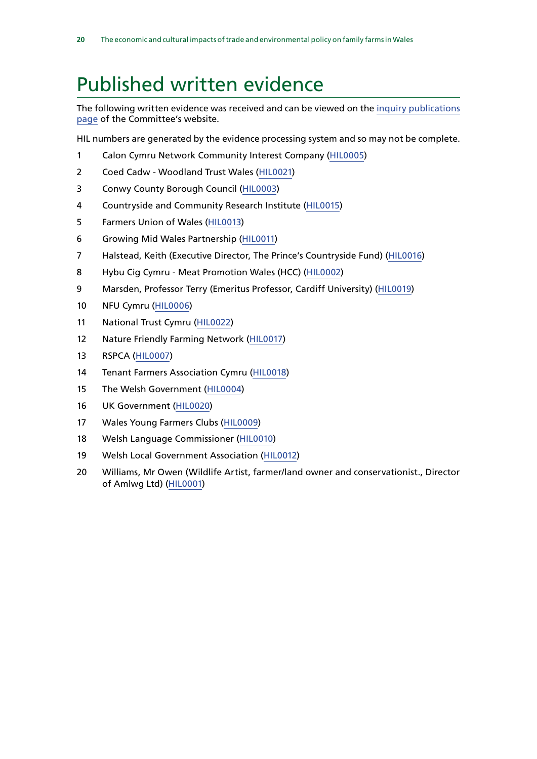# Published written evidence

The following written evidence was received and can be viewed on the inquiry publications page of the Committee's website.

HIL numbers are generated by the evidence processing system and so may not be complete.

1. Calon Cymru Network Community Interest Company (HIL0005)
2. Coed Cadw - Woodland Trust Wales (HIL0021)
3. Conwy County Borough Council (HIL0003)
4. Countryside and Community Research Institute (HIL0015)
5. Farmers Union of Wales (HIL0013)
6. Growing Mid Wales Partnership (HIL0011)
7. Halstead, Keith (Executive Director, The Prince's Countryside Fund) (HIL0016)
8. Hybu Cig Cymru - Meat Promotion Wales (HCC) (HIL0002)
9. Marsden, Professor Terry (Emeritus Professor, Cardiff University) (HIL0019)
10. NFU Cymru (HIL0006)
11. National Trust Cymru (HIL0022)
12. Nature Friendly Farming Network (HIL0017)
13. RSPCA (HIL0007)
14. Tenant Farmers Association Cymru (HIL0018)
15. The Welsh Government (HIL0004)
16. UK Government (HIL0020)
17. Wales Young Farmers Clubs (HIL0009)
18. Welsh Language Commissioner (HIL0010)
19. Welsh Local Government Association (HIL0012)
20. Williams, Mr Owen (Wildlife Artist, farmer/land owner and conservationist., Director of Amlwg Ltd) (HIL0001)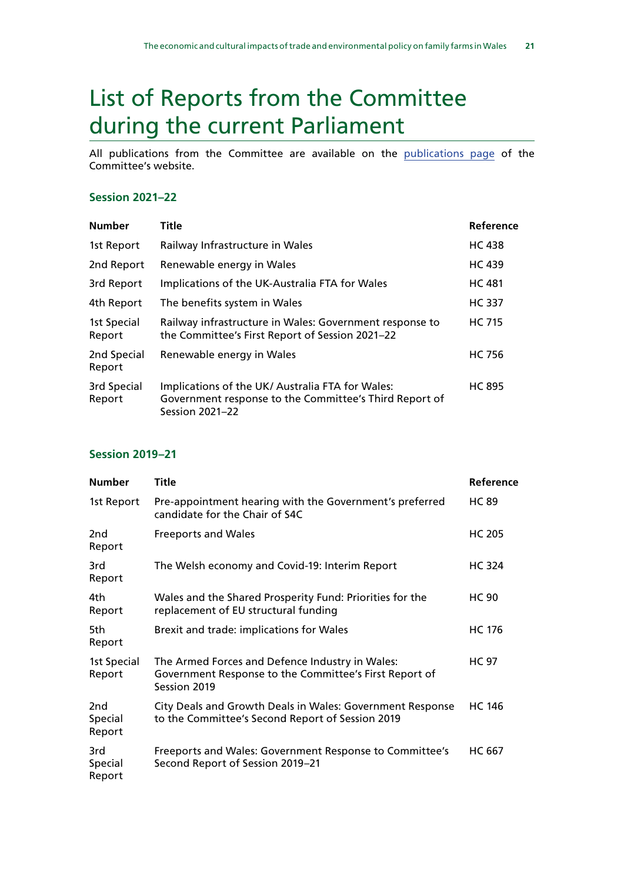# List of Reports from the Committee during the current Parliament

All publications from the Committee are available on the [publications page](publications page) of the Committee's website.

### Session 2021–22

| Number | Title | Reference |
| --- | --- | --- |
| 1st Report | Railway Infrastructure in Wales | HC 438 |
| 2nd Report | Renewable energy in Wales | HC 439 |
| 3rd Report | Implications of the UK-Australia FTA for Wales | HC 481 |
| 4th Report | The benefits system in Wales | HC 337 |
| 1st Special Report | Railway infrastructure in Wales: Government response to the Committee's First Report of Session 2021–22 | HC 715 |
| 2nd Special Report | Renewable energy in Wales | HC 756 |
| 3rd Special Report | Implications of the UK/ Australia FTA for Wales: Government response to the Committee's Third Report of Session 2021–22 | HC 895 |

### Session 2019–21

| Number | Title | Reference |
| --- | --- | --- |
| 1st Report | Pre-appointment hearing with the Government's preferred candidate for the Chair of S4C | HC 89 |
| 2nd Report | Freeports and Wales | HC 205 |
| 3rd Report | The Welsh economy and Covid-19: Interim Report | HC 324 |
| 4th Report | Wales and the Shared Prosperity Fund: Priorities for the replacement of EU structural funding | HC 90 |
| 5th Report | Brexit and trade: implications for Wales | HC 176 |
| 1st Special Report | The Armed Forces and Defence Industry in Wales: Government Response to the Committee's First Report of Session 2019 | HC 97 |
| 2nd Special Report | City Deals and Growth Deals in Wales: Government Response to the Committee's Second Report of Session 2019 | HC 146 |
| 3rd Special Report | Freeports and Wales: Government Response to Committee's Second Report of Session 2019–21 | HC 667 |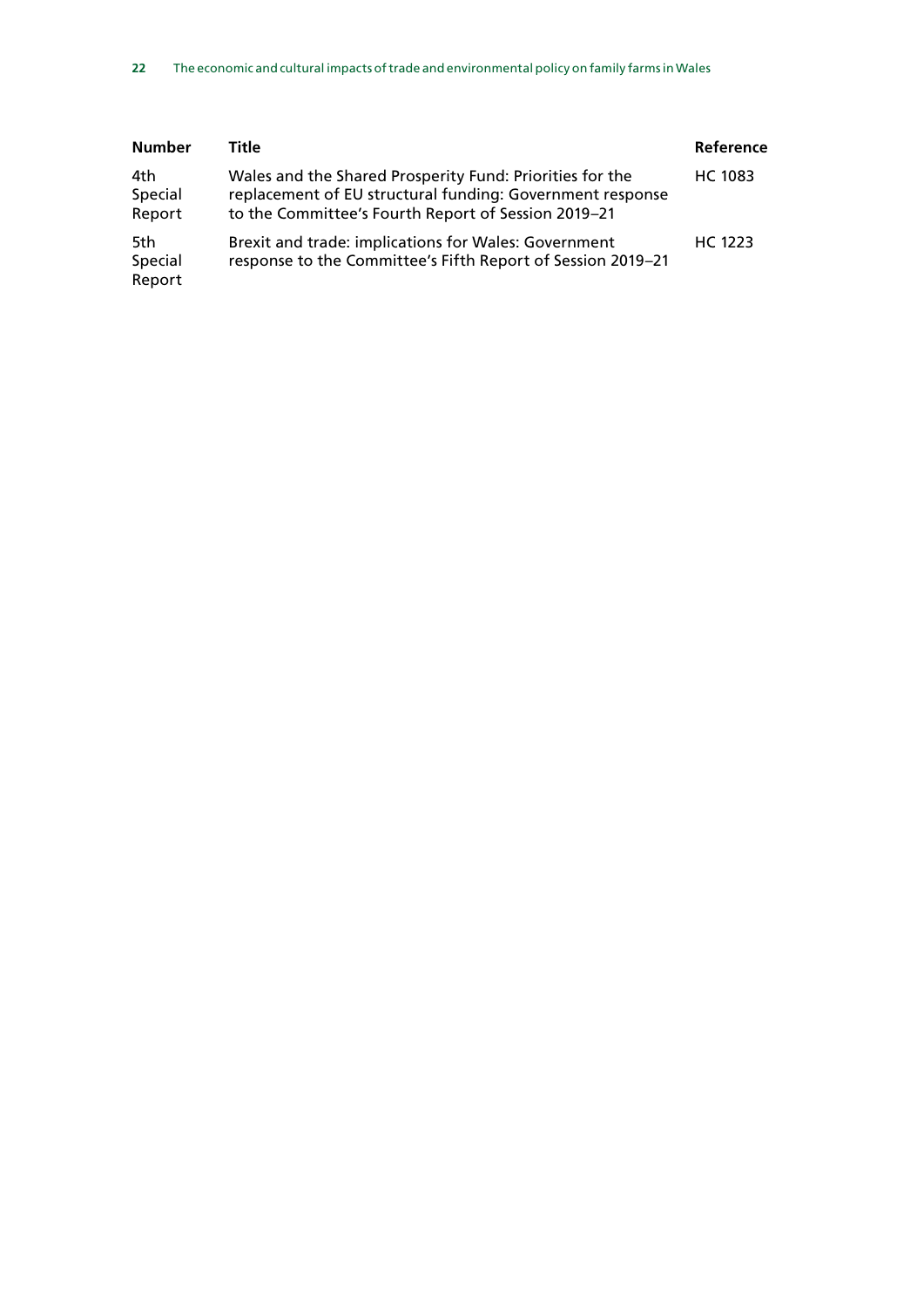| Number | Title | Reference |
| --- | --- | --- |
| 4th Special Report | Wales and the Shared Prosperity Fund: Priorities for the replacement of EU structural funding: Government response to the Committee's Fourth Report of Session 2019–21 | HC 1083 |
| 5th Special Report | Brexit and trade: implications for Wales: Government response to the Committee's Fifth Report of Session 2019–21 | HC 1223 |